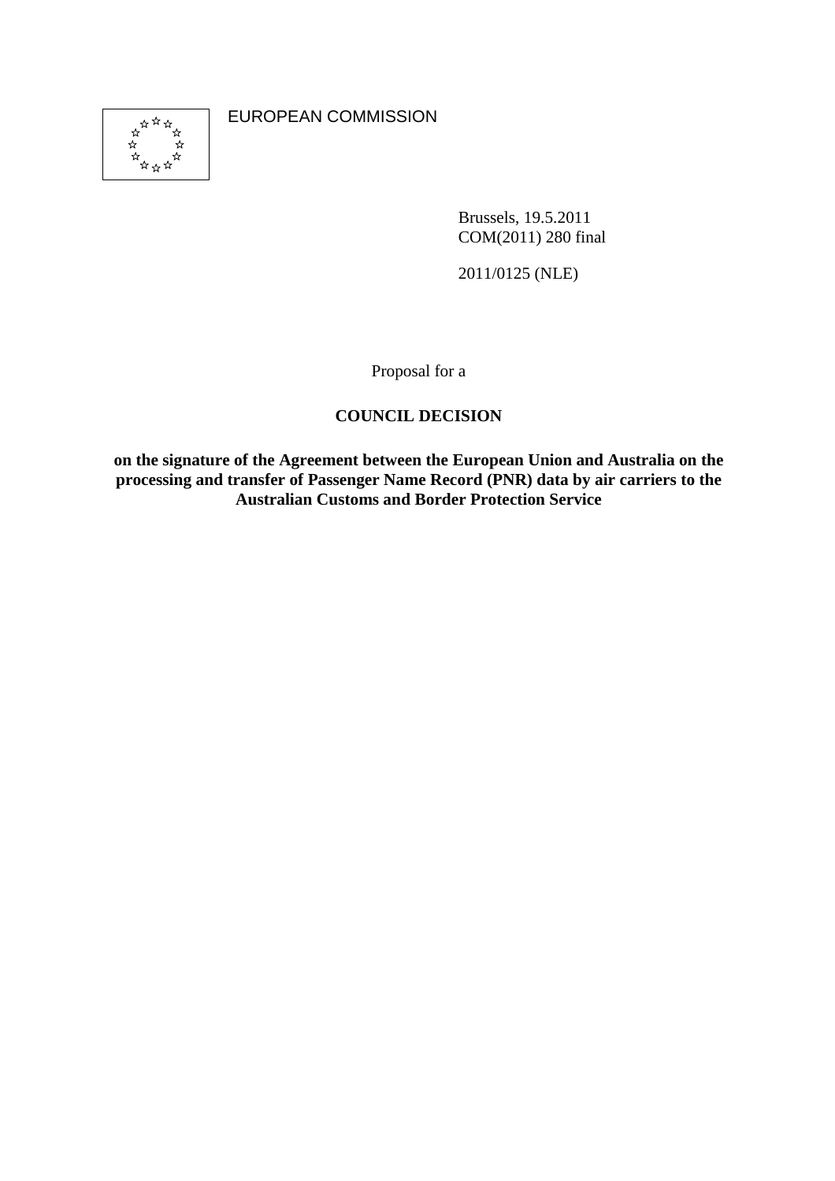EUROPEAN COMMISSION

Brussels, 19.5.2011
COM(2011) 280 final

2011/0125 (NLE)

Proposal for a

**COUNCIL DECISION**

**on the signature of the Agreement between the European Union and Australia on the processing and transfer of Passenger Name Record (PNR) data by air carriers to the Australian Customs and Border Protection Service**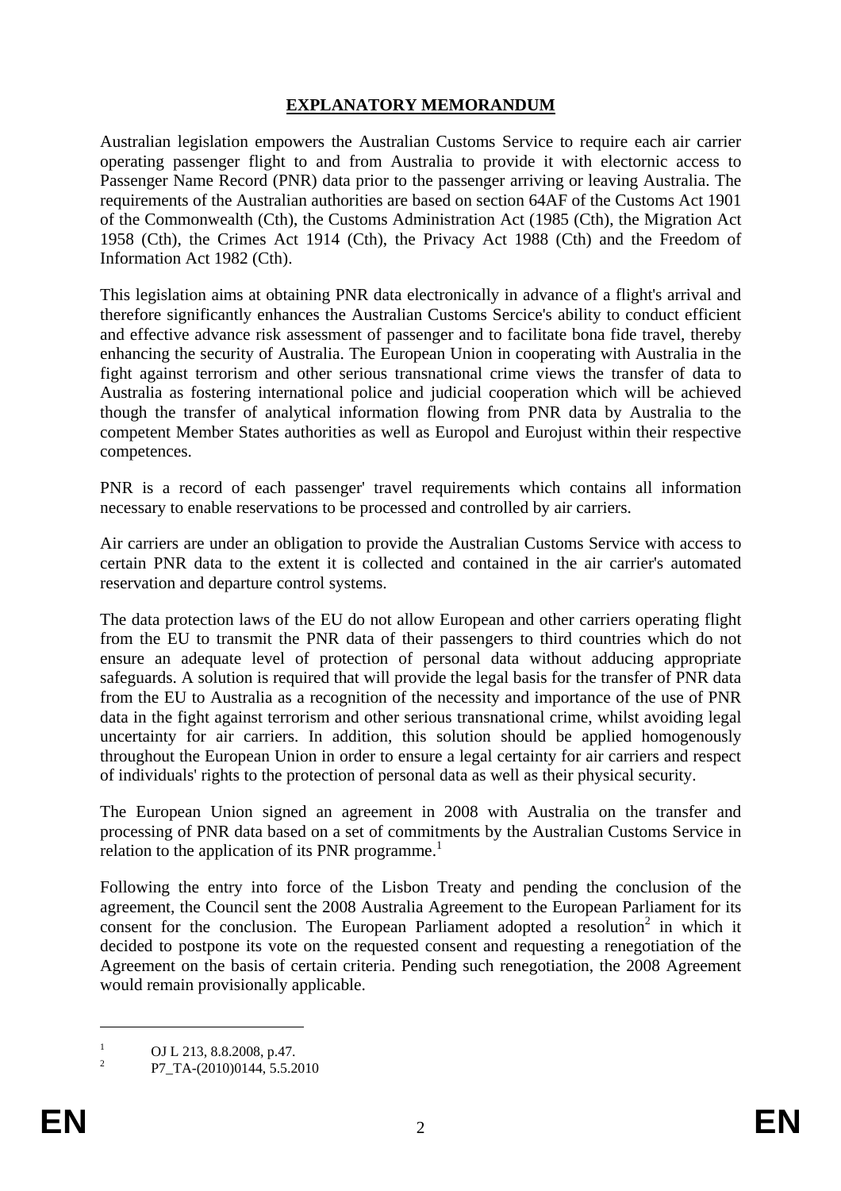# EXPLANATORY MEMORANDUM

Australian legislation empowers the Australian Customs Service to require each air carrier operating passenger flight to and from Australia to provide it with electornic access to Passenger Name Record (PNR) data prior to the passenger arriving or leaving Australia. The requirements of the Australian authorities are based on section 64AF of the Customs Act 1901 of the Commonwealth (Cth), the Customs Administration Act (1985 (Cth), the Migration Act 1958 (Cth), the Crimes Act 1914 (Cth), the Privacy Act 1988 (Cth) and the Freedom of Information Act 1982 (Cth).

This legislation aims at obtaining PNR data electronically in advance of a flight's arrival and therefore significantly enhances the Australian Customs Sercice's ability to conduct efficient and effective advance risk assessment of passenger and to facilitate bona fide travel, thereby enhancing the security of Australia. The European Union in cooperating with Australia in the fight against terrorism and other serious transnational crime views the transfer of data to Australia as fostering international police and judicial cooperation which will be achieved though the transfer of analytical information flowing from PNR data by Australia to the competent Member States authorities as well as Europol and Eurojust within their respective competences.

PNR is a record of each passenger' travel requirements which contains all information necessary to enable reservations to be processed and controlled by air carriers.

Air carriers are under an obligation to provide the Australian Customs Service with access to certain PNR data to the extent it is collected and contained in the air carrier's automated reservation and departure control systems.

The data protection laws of the EU do not allow European and other carriers operating flight from the EU to transmit the PNR data of their passengers to third countries which do not ensure an adequate level of protection of personal data without adducing appropriate safeguards. A solution is required that will provide the legal basis for the transfer of PNR data from the EU to Australia as a recognition of the necessity and importance of the use of PNR data in the fight against terrorism and other serious transnational crime, whilst avoiding legal uncertainty for air carriers. In addition, this solution should be applied homogenously throughout the European Union in order to ensure a legal certainty for air carriers and respect of individuals' rights to the protection of personal data as well as their physical security.

The European Union signed an agreement in 2008 with Australia on the transfer and processing of PNR data based on a set of commitments by the Australian Customs Service in relation to the application of its PNR programme.[1]

Following the entry into force of the Lisbon Treaty and pending the conclusion of the agreement, the Council sent the 2008 Australia Agreement to the European Parliament for its consent for the conclusion. The European Parliament adopted a resolution[2] in which it decided to postpone its vote on the requested consent and requesting a renegotiation of the Agreement on the basis of certain criteria. Pending such renegotiation, the 2008 Agreement would remain provisionally applicable.

---

[1] OJ L 213, 8.8.2008, p.47.

[2] P7_TA-(2010)0144, 5.5.2010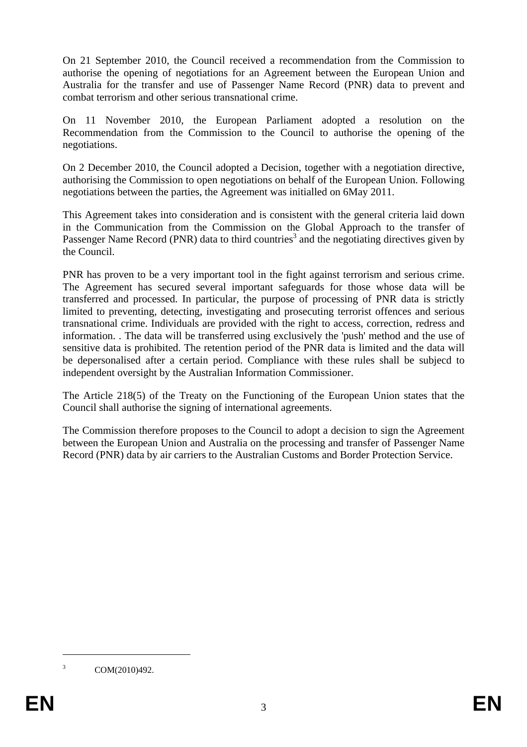On 21 September 2010, the Council received a recommendation from the Commission to authorise the opening of negotiations for an Agreement between the European Union and Australia for the transfer and use of Passenger Name Record (PNR) data to prevent and combat terrorism and other serious transnational crime.

On 11 November 2010, the European Parliament adopted a resolution on the Recommendation from the Commission to the Council to authorise the opening of the negotiations.

On 2 December 2010, the Council adopted a Decision, together with a negotiation directive, authorising the Commission to open negotiations on behalf of the European Union. Following negotiations between the parties, the Agreement was initialled on 6May 2011.

This Agreement takes into consideration and is consistent with the general criteria laid down in the Communication from the Commission on the Global Approach to the transfer of Passenger Name Record (PNR) data to third countries[3] and the negotiating directives given by the Council.

PNR has proven to be a very important tool in the fight against terrorism and serious crime. The Agreement has secured several important safeguards for those whose data will be transferred and processed. In particular, the purpose of processing of PNR data is strictly limited to preventing, detecting, investigating and prosecuting terrorist offences and serious transnational crime. Individuals are provided with the right to access, correction, redress and information. . The data will be transferred using exclusively the 'push' method and the use of sensitive data is prohibited. The retention period of the PNR data is limited and the data will be depersonalised after a certain period. Compliance with these rules shall be subjecd to independent oversight by the Australian Information Commissioner.

The Article 218(5) of the Treaty on the Functioning of the European Union states that the Council shall authorise the signing of international agreements.

The Commission therefore proposes to the Council to adopt a decision to sign the Agreement between the European Union and Australia on the processing and transfer of Passenger Name Record (PNR) data by air carriers to the Australian Customs and Border Protection Service.

[3] COM(2010)492.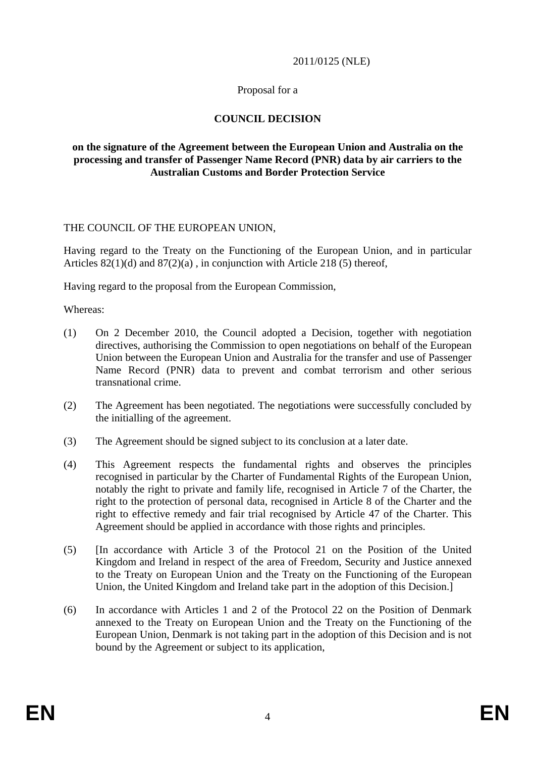2011/0125 (NLE)

Proposal for a

**COUNCIL DECISION**

**on the signature of the Agreement between the European Union and Australia on the processing and transfer of Passenger Name Record (PNR) data by air carriers to the Australian Customs and Border Protection Service**

THE COUNCIL OF THE EUROPEAN UNION,

Having regard to the Treaty on the Functioning of the European Union, and in particular Articles 82(1)(d) and 87(2)(a) , in conjunction with Article 218 (5) thereof,

Having regard to the proposal from the European Commission,

Whereas:

(1) On 2 December 2010, the Council adopted a Decision, together with negotiation directives, authorising the Commission to open negotiations on behalf of the European Union between the European Union and Australia for the transfer and use of Passenger Name Record (PNR) data to prevent and combat terrorism and other serious transnational crime.

(2) The Agreement has been negotiated. The negotiations were successfully concluded by the initialling of the agreement.

(3) The Agreement should be signed subject to its conclusion at a later date.

(4) This Agreement respects the fundamental rights and observes the principles recognised in particular by the Charter of Fundamental Rights of the European Union, notably the right to private and family life, recognised in Article 7 of the Charter, the right to the protection of personal data, recognised in Article 8 of the Charter and the right to effective remedy and fair trial recognised by Article 47 of the Charter. This Agreement should be applied in accordance with those rights and principles.

(5) [In accordance with Article 3 of the Protocol 21 on the Position of the United Kingdom and Ireland in respect of the area of Freedom, Security and Justice annexed to the Treaty on European Union and the Treaty on the Functioning of the European Union, the United Kingdom and Ireland take part in the adoption of this Decision.]

(6) In accordance with Articles 1 and 2 of the Protocol 22 on the Position of Denmark annexed to the Treaty on European Union and the Treaty on the Functioning of the European Union, Denmark is not taking part in the adoption of this Decision and is not bound by the Agreement or subject to its application,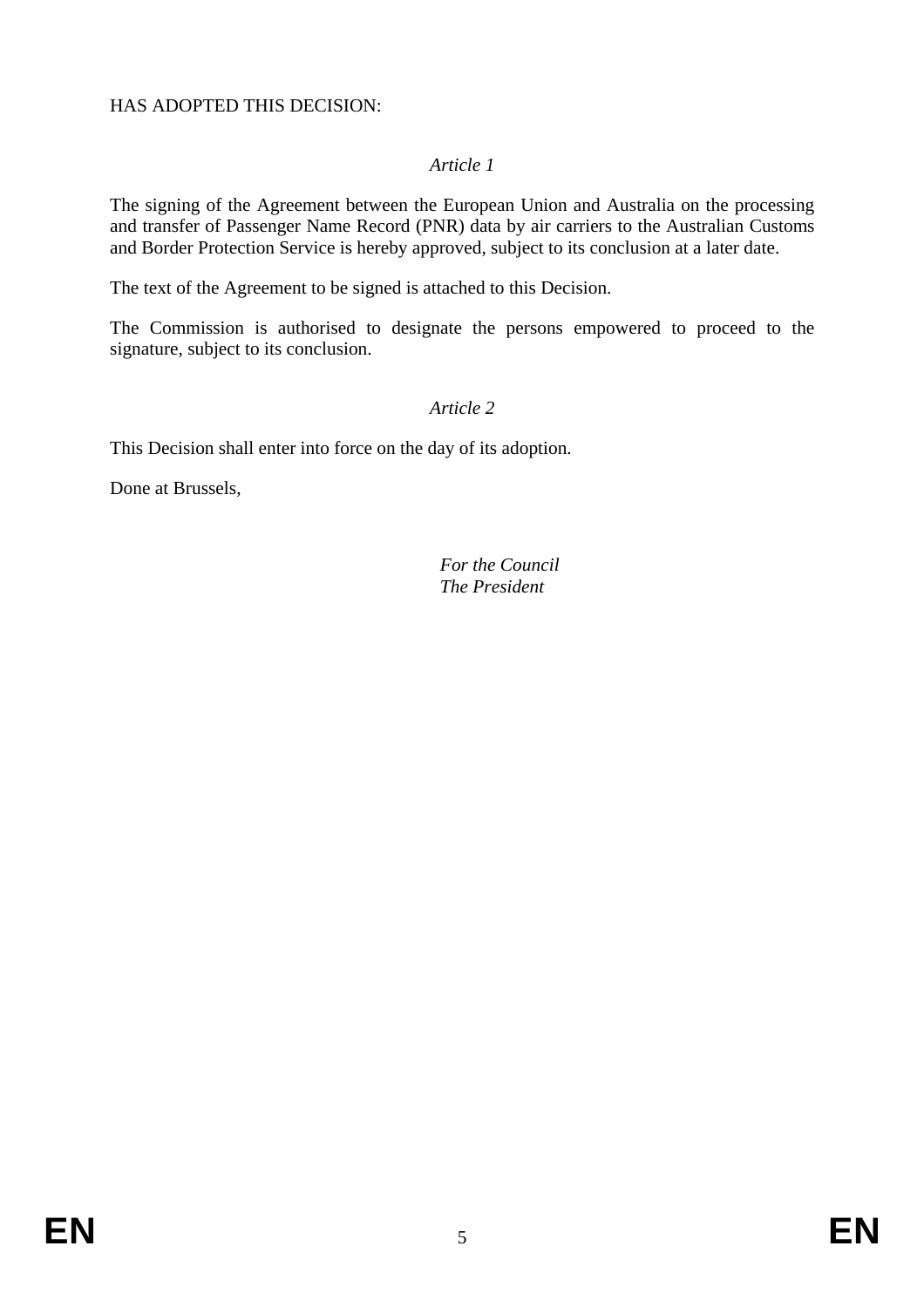HAS ADOPTED THIS DECISION:

*Article 1*

The signing of the Agreement between the European Union and Australia on the processing and transfer of Passenger Name Record (PNR) data by air carriers to the Australian Customs and Border Protection Service is hereby approved, subject to its conclusion at a later date.

The text of the Agreement to be signed is attached to this Decision.

The Commission is authorised to designate the persons empowered to proceed to the signature, subject to its conclusion.

*Article 2*

This Decision shall enter into force on the day of its adoption.

Done at Brussels,

*For the Council*
*The President*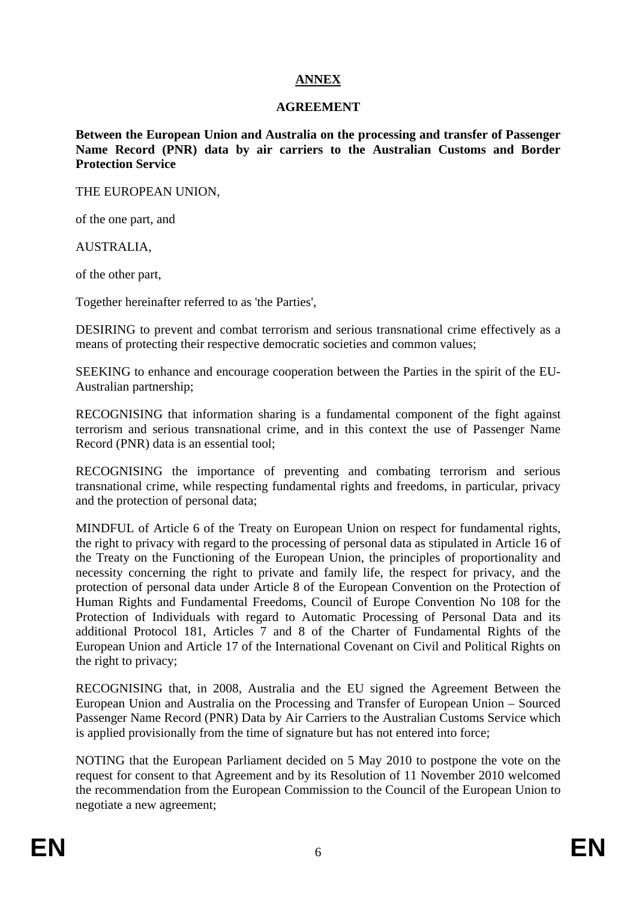## ANNEX

## AGREEMENT

**Between the European Union and Australia on the processing and transfer of Passenger Name Record (PNR) data by air carriers to the Australian Customs and Border Protection Service**

THE EUROPEAN UNION,

of the one part, and

AUSTRALIA,

of the other part,

Together hereinafter referred to as 'the Parties',

DESIRING to prevent and combat terrorism and serious transnational crime effectively as a means of protecting their respective democratic societies and common values;

SEEKING to enhance and encourage cooperation between the Parties in the spirit of the EU-Australian partnership;

RECOGNISING that information sharing is a fundamental component of the fight against terrorism and serious transnational crime, and in this context the use of Passenger Name Record (PNR) data is an essential tool;

RECOGNISING the importance of preventing and combating terrorism and serious transnational crime, while respecting fundamental rights and freedoms, in particular, privacy and the protection of personal data;

MINDFUL of Article 6 of the Treaty on European Union on respect for fundamental rights, the right to privacy with regard to the processing of personal data as stipulated in Article 16 of the Treaty on the Functioning of the European Union, the principles of proportionality and necessity concerning the right to private and family life, the respect for privacy, and the protection of personal data under Article 8 of the European Convention on the Protection of Human Rights and Fundamental Freedoms, Council of Europe Convention No 108 for the Protection of Individuals with regard to Automatic Processing of Personal Data and its additional Protocol 181, Articles 7 and 8 of the Charter of Fundamental Rights of the European Union and Article 17 of the International Covenant on Civil and Political Rights on the right to privacy;

RECOGNISING that, in 2008, Australia and the EU signed the Agreement Between the European Union and Australia on the Processing and Transfer of European Union – Sourced Passenger Name Record (PNR) Data by Air Carriers to the Australian Customs Service which is applied provisionally from the time of signature but has not entered into force;

NOTING that the European Parliament decided on 5 May 2010 to postpone the vote on the request for consent to that Agreement and by its Resolution of 11 November 2010 welcomed the recommendation from the European Commission to the Council of the European Union to negotiate a new agreement;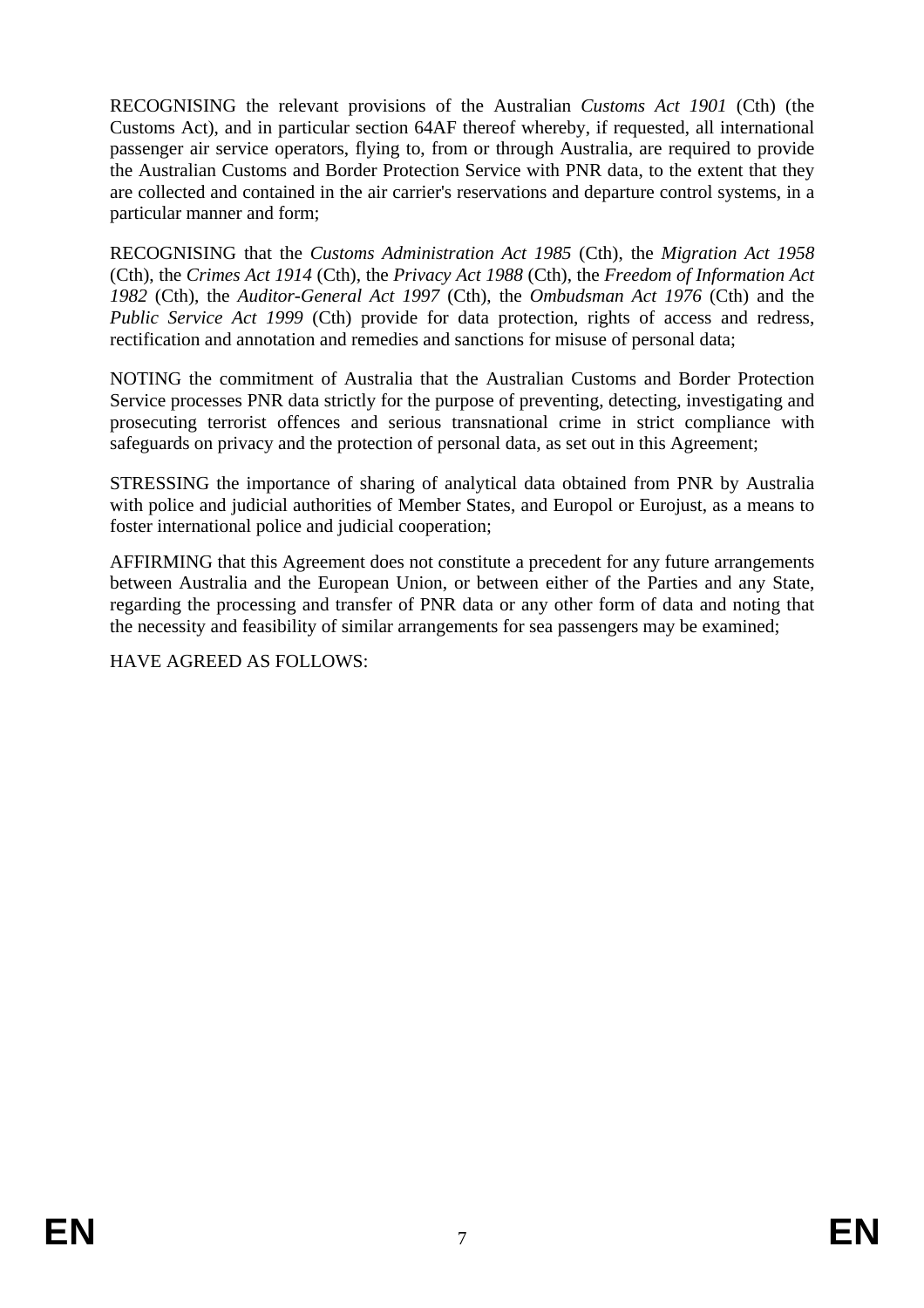RECOGNISING the relevant provisions of the Australian *Customs Act 1901* (Cth) (the Customs Act), and in particular section 64AF thereof whereby, if requested, all international passenger air service operators, flying to, from or through Australia, are required to provide the Australian Customs and Border Protection Service with PNR data, to the extent that they are collected and contained in the air carrier's reservations and departure control systems, in a particular manner and form;

RECOGNISING that the *Customs Administration Act 1985* (Cth), the *Migration Act 1958* (Cth), the *Crimes Act 1914* (Cth), the *Privacy Act 1988* (Cth), the *Freedom of Information Act 1982* (Cth), the *Auditor-General Act 1997* (Cth), the *Ombudsman Act 1976* (Cth) and the *Public Service Act 1999* (Cth) provide for data protection, rights of access and redress, rectification and annotation and remedies and sanctions for misuse of personal data;

NOTING the commitment of Australia that the Australian Customs and Border Protection Service processes PNR data strictly for the purpose of preventing, detecting, investigating and prosecuting terrorist offences and serious transnational crime in strict compliance with safeguards on privacy and the protection of personal data, as set out in this Agreement;

STRESSING the importance of sharing of analytical data obtained from PNR by Australia with police and judicial authorities of Member States, and Europol or Eurojust, as a means to foster international police and judicial cooperation;

AFFIRMING that this Agreement does not constitute a precedent for any future arrangements between Australia and the European Union, or between either of the Parties and any State, regarding the processing and transfer of PNR data or any other form of data and noting that the necessity and feasibility of similar arrangements for sea passengers may be examined;

HAVE AGREED AS FOLLOWS: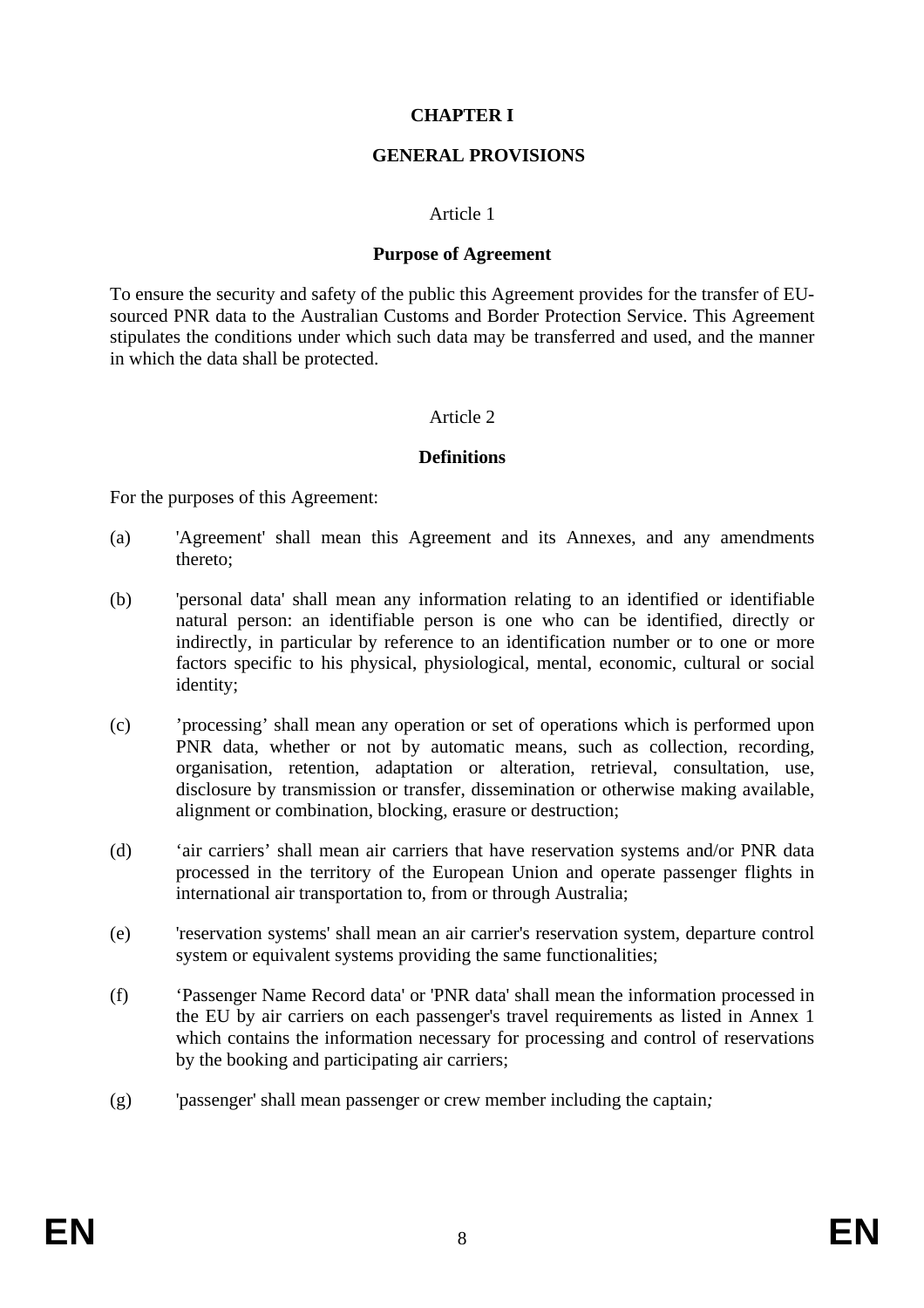## CHAPTER I

## GENERAL PROVISIONS

Article 1

**Purpose of Agreement**

To ensure the security and safety of the public this Agreement provides for the transfer of EU-sourced PNR data to the Australian Customs and Border Protection Service. This Agreement stipulates the conditions under which such data may be transferred and used, and the manner in which the data shall be protected.

Article 2

**Definitions**

For the purposes of this Agreement:

(a) 'Agreement' shall mean this Agreement and its Annexes, and any amendments thereto;

(b) 'personal data' shall mean any information relating to an identified or identifiable natural person: an identifiable person is one who can be identified, directly or indirectly, in particular by reference to an identification number or to one or more factors specific to his physical, physiological, mental, economic, cultural or social identity;

(c) 'processing' shall mean any operation or set of operations which is performed upon PNR data, whether or not by automatic means, such as collection, recording, organisation, retention, adaptation or alteration, retrieval, consultation, use, disclosure by transmission or transfer, dissemination or otherwise making available, alignment or combination, blocking, erasure or destruction;

(d) 'air carriers' shall mean air carriers that have reservation systems and/or PNR data processed in the territory of the European Union and operate passenger flights in international air transportation to, from or through Australia;

(e) 'reservation systems' shall mean an air carrier's reservation system, departure control system or equivalent systems providing the same functionalities;

(f) 'Passenger Name Record data' or 'PNR data' shall mean the information processed in the EU by air carriers on each passenger's travel requirements as listed in Annex 1 which contains the information necessary for processing and control of reservations by the booking and participating air carriers;

(g) 'passenger' shall mean passenger or crew member including the captain*;*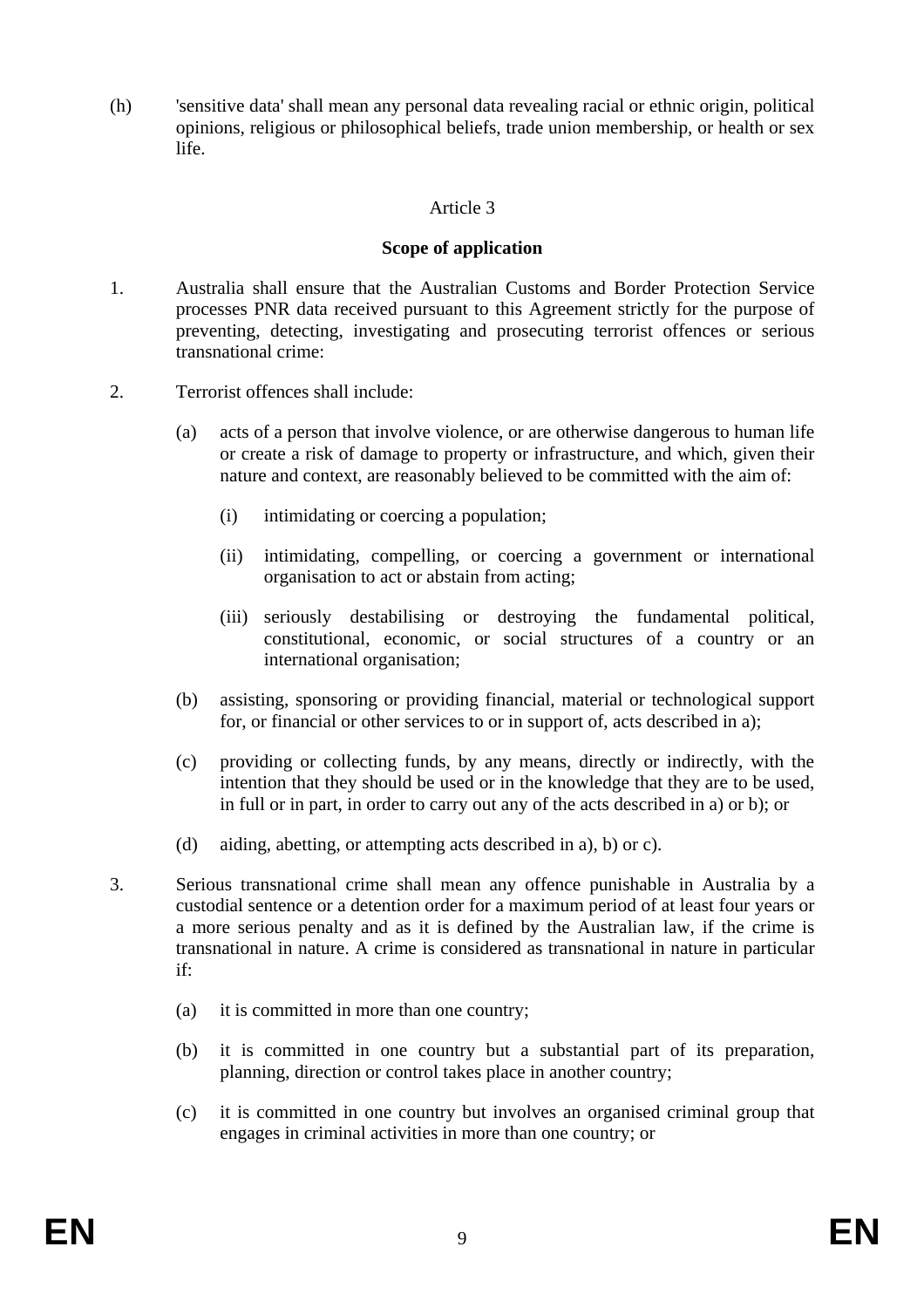(h) 'sensitive data' shall mean any personal data revealing racial or ethnic origin, political opinions, religious or philosophical beliefs, trade union membership, or health or sex life.

Article 3

**Scope of application**

1. Australia shall ensure that the Australian Customs and Border Protection Service processes PNR data received pursuant to this Agreement strictly for the purpose of preventing, detecting, investigating and prosecuting terrorist offences or serious transnational crime:

2. Terrorist offences shall include:

   (a) acts of a person that involve violence, or are otherwise dangerous to human life or create a risk of damage to property or infrastructure, and which, given their nature and context, are reasonably believed to be committed with the aim of:

      (i) intimidating or coercing a population;

      (ii) intimidating, compelling, or coercing a government or international organisation to act or abstain from acting;

      (iii) seriously destabilising or destroying the fundamental political, constitutional, economic, or social structures of a country or an international organisation;

   (b) assisting, sponsoring or providing financial, material or technological support for, or financial or other services to or in support of, acts described in a);

   (c) providing or collecting funds, by any means, directly or indirectly, with the intention that they should be used or in the knowledge that they are to be used, in full or in part, in order to carry out any of the acts described in a) or b); or

   (d) aiding, abetting, or attempting acts described in a), b) or c).

3. Serious transnational crime shall mean any offence punishable in Australia by a custodial sentence or a detention order for a maximum period of at least four years or a more serious penalty and as it is defined by the Australian law, if the crime is transnational in nature. A crime is considered as transnational in nature in particular if:

   (a) it is committed in more than one country;

   (b) it is committed in one country but a substantial part of its preparation, planning, direction or control takes place in another country;

   (c) it is committed in one country but involves an organised criminal group that engages in criminal activities in more than one country; or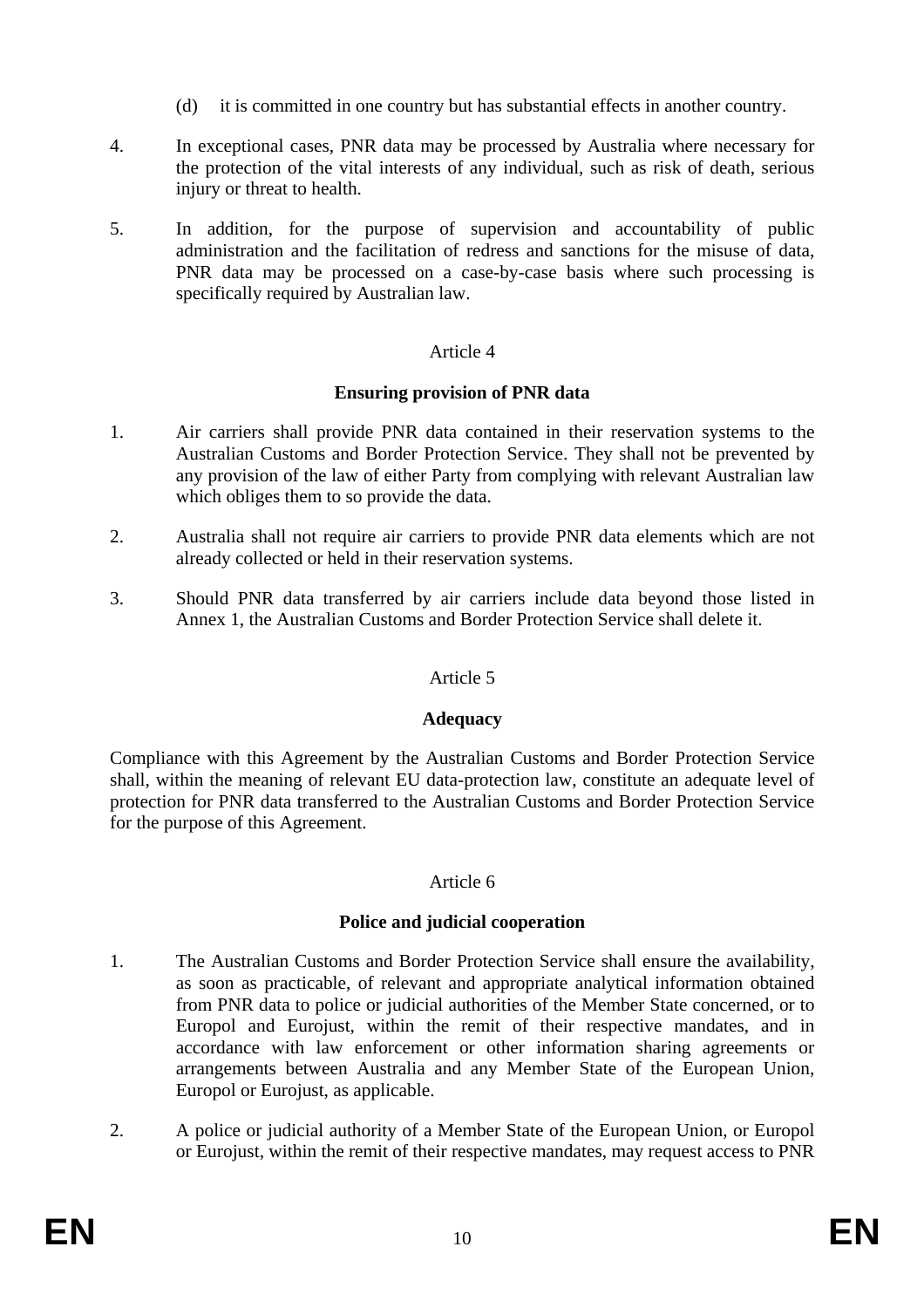(d) it is committed in one country but has substantial effects in another country.

4. In exceptional cases, PNR data may be processed by Australia where necessary for the protection of the vital interests of any individual, such as risk of death, serious injury or threat to health.

5. In addition, for the purpose of supervision and accountability of public administration and the facilitation of redress and sanctions for the misuse of data, PNR data may be processed on a case-by-case basis where such processing is specifically required by Australian law.

Article 4

**Ensuring provision of PNR data**

1. Air carriers shall provide PNR data contained in their reservation systems to the Australian Customs and Border Protection Service. They shall not be prevented by any provision of the law of either Party from complying with relevant Australian law which obliges them to so provide the data.

2. Australia shall not require air carriers to provide PNR data elements which are not already collected or held in their reservation systems.

3. Should PNR data transferred by air carriers include data beyond those listed in Annex 1, the Australian Customs and Border Protection Service shall delete it.

Article 5

**Adequacy**

Compliance with this Agreement by the Australian Customs and Border Protection Service shall, within the meaning of relevant EU data-protection law, constitute an adequate level of protection for PNR data transferred to the Australian Customs and Border Protection Service for the purpose of this Agreement.

Article 6

**Police and judicial cooperation**

1. The Australian Customs and Border Protection Service shall ensure the availability, as soon as practicable, of relevant and appropriate analytical information obtained from PNR data to police or judicial authorities of the Member State concerned, or to Europol and Eurojust, within the remit of their respective mandates, and in accordance with law enforcement or other information sharing agreements or arrangements between Australia and any Member State of the European Union, Europol or Eurojust, as applicable.

2. A police or judicial authority of a Member State of the European Union, or Europol or Eurojust, within the remit of their respective mandates, may request access to PNR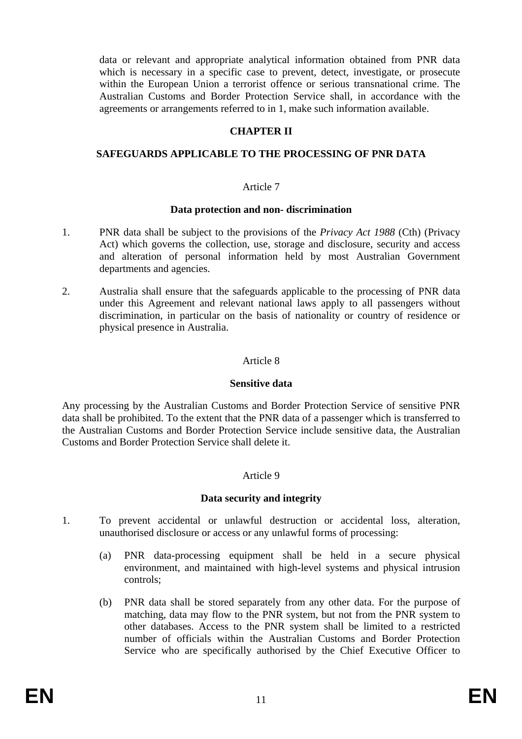data or relevant and appropriate analytical information obtained from PNR data which is necessary in a specific case to prevent, detect, investigate, or prosecute within the European Union a terrorist offence or serious transnational crime. The Australian Customs and Border Protection Service shall, in accordance with the agreements or arrangements referred to in 1, make such information available.

## CHAPTER II

## SAFEGUARDS APPLICABLE TO THE PROCESSING OF PNR DATA

### Article 7

### Data protection and non- discrimination

1. PNR data shall be subject to the provisions of the *Privacy Act 1988* (Cth) (Privacy Act) which governs the collection, use, storage and disclosure, security and access and alteration of personal information held by most Australian Government departments and agencies.

2. Australia shall ensure that the safeguards applicable to the processing of PNR data under this Agreement and relevant national laws apply to all passengers without discrimination, in particular on the basis of nationality or country of residence or physical presence in Australia.

### Article 8

### Sensitive data

Any processing by the Australian Customs and Border Protection Service of sensitive PNR data shall be prohibited. To the extent that the PNR data of a passenger which is transferred to the Australian Customs and Border Protection Service include sensitive data, the Australian Customs and Border Protection Service shall delete it.

### Article 9

### Data security and integrity

1. To prevent accidental or unlawful destruction or accidental loss, alteration, unauthorised disclosure or access or any unlawful forms of processing:

   (a) PNR data-processing equipment shall be held in a secure physical environment, and maintained with high-level systems and physical intrusion controls;

   (b) PNR data shall be stored separately from any other data. For the purpose of matching, data may flow to the PNR system, but not from the PNR system to other databases. Access to the PNR system shall be limited to a restricted number of officials within the Australian Customs and Border Protection Service who are specifically authorised by the Chief Executive Officer to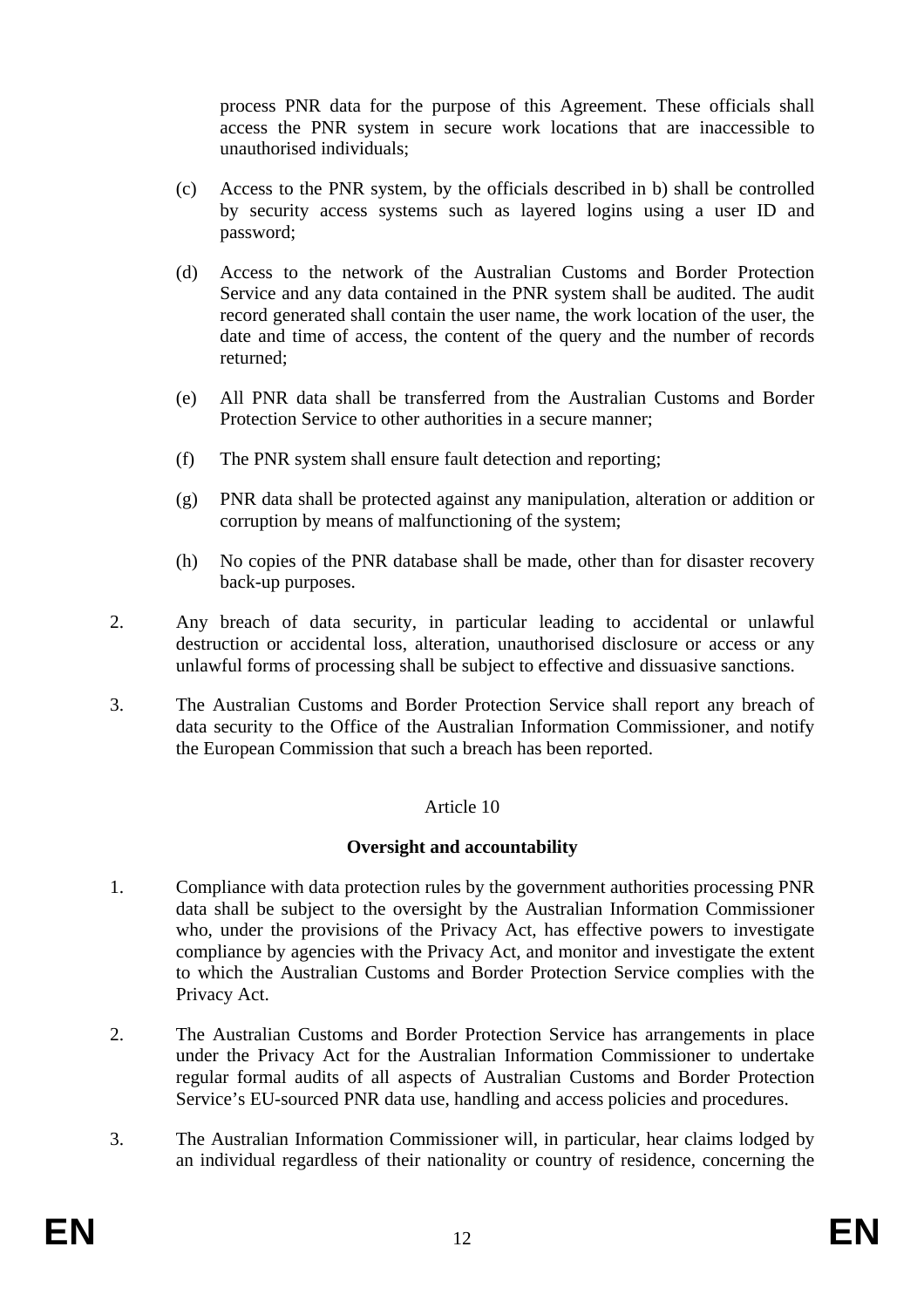process PNR data for the purpose of this Agreement. These officials shall access the PNR system in secure work locations that are inaccessible to unauthorised individuals;

(c) Access to the PNR system, by the officials described in b) shall be controlled by security access systems such as layered logins using a user ID and password;

(d) Access to the network of the Australian Customs and Border Protection Service and any data contained in the PNR system shall be audited. The audit record generated shall contain the user name, the work location of the user, the date and time of access, the content of the query and the number of records returned;

(e) All PNR data shall be transferred from the Australian Customs and Border Protection Service to other authorities in a secure manner;

(f) The PNR system shall ensure fault detection and reporting;

(g) PNR data shall be protected against any manipulation, alteration or addition or corruption by means of malfunctioning of the system;

(h) No copies of the PNR database shall be made, other than for disaster recovery back-up purposes.

2. Any breach of data security, in particular leading to accidental or unlawful destruction or accidental loss, alteration, unauthorised disclosure or access or any unlawful forms of processing shall be subject to effective and dissuasive sanctions.

3. The Australian Customs and Border Protection Service shall report any breach of data security to the Office of the Australian Information Commissioner, and notify the European Commission that such a breach has been reported.

Article 10

**Oversight and accountability**

1. Compliance with data protection rules by the government authorities processing PNR data shall be subject to the oversight by the Australian Information Commissioner who, under the provisions of the Privacy Act, has effective powers to investigate compliance by agencies with the Privacy Act, and monitor and investigate the extent to which the Australian Customs and Border Protection Service complies with the Privacy Act.

2. The Australian Customs and Border Protection Service has arrangements in place under the Privacy Act for the Australian Information Commissioner to undertake regular formal audits of all aspects of Australian Customs and Border Protection Service's EU-sourced PNR data use, handling and access policies and procedures.

3. The Australian Information Commissioner will, in particular, hear claims lodged by an individual regardless of their nationality or country of residence, concerning the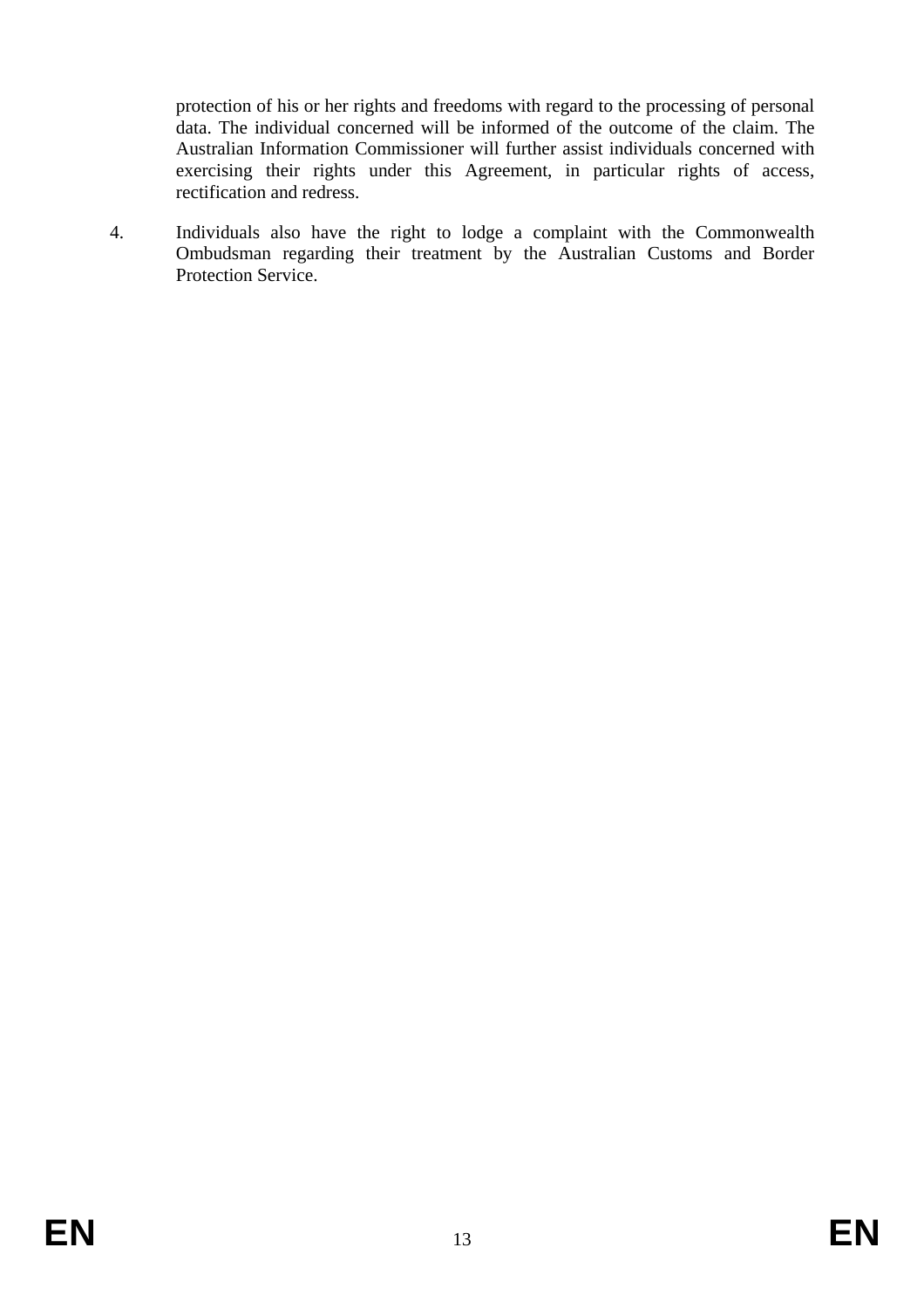protection of his or her rights and freedoms with regard to the processing of personal data. The individual concerned will be informed of the outcome of the claim. The Australian Information Commissioner will further assist individuals concerned with exercising their rights under this Agreement, in particular rights of access, rectification and redress.

4. Individuals also have the right to lodge a complaint with the Commonwealth Ombudsman regarding their treatment by the Australian Customs and Border Protection Service.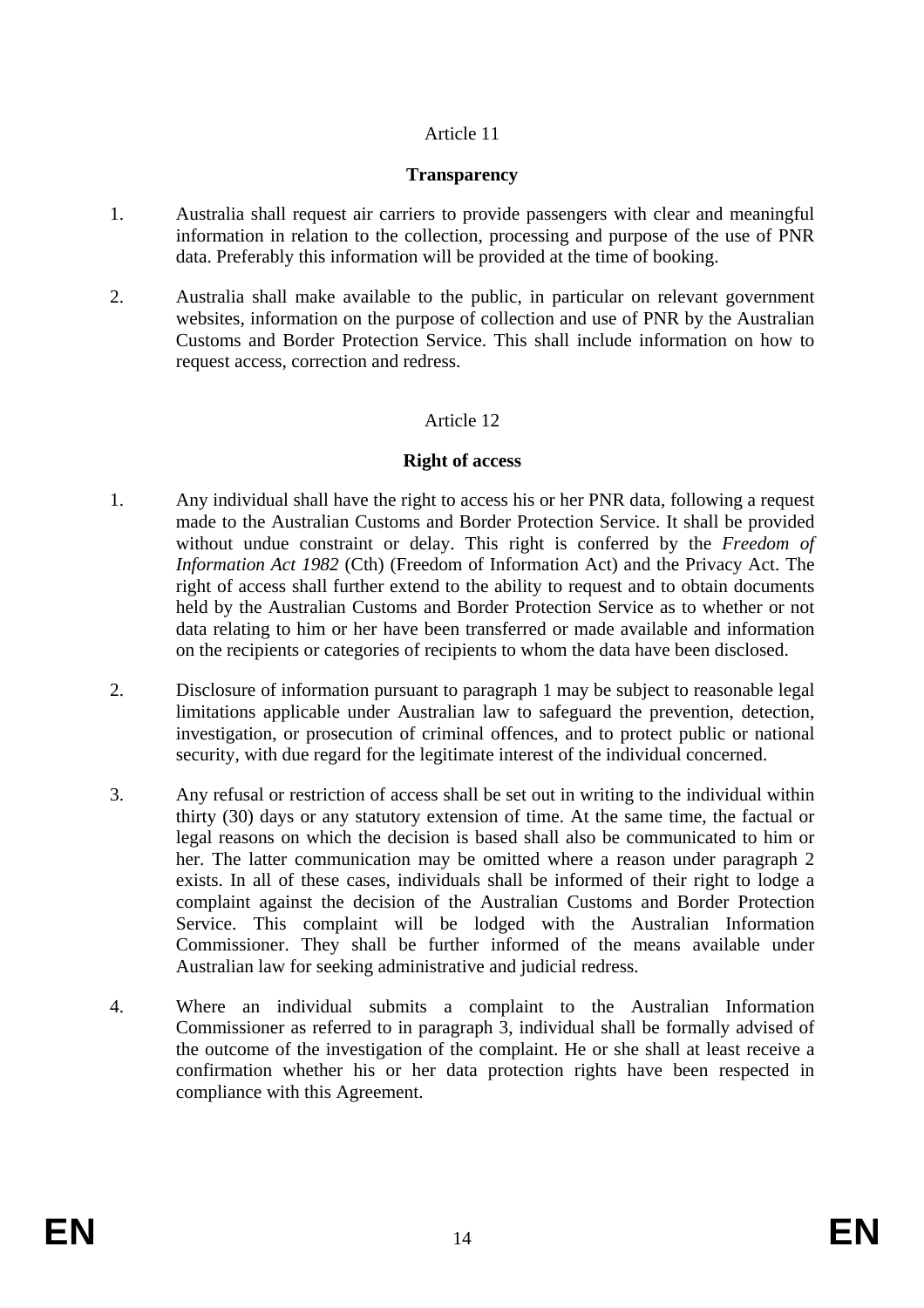Article 11

**Transparency**

1. Australia shall request air carriers to provide passengers with clear and meaningful information in relation to the collection, processing and purpose of the use of PNR data. Preferably this information will be provided at the time of booking.

2. Australia shall make available to the public, in particular on relevant government websites, information on the purpose of collection and use of PNR by the Australian Customs and Border Protection Service. This shall include information on how to request access, correction and redress.

Article 12

**Right of access**

1. Any individual shall have the right to access his or her PNR data, following a request made to the Australian Customs and Border Protection Service. It shall be provided without undue constraint or delay. This right is conferred by the *Freedom of Information Act 1982* (Cth) (Freedom of Information Act) and the Privacy Act. The right of access shall further extend to the ability to request and to obtain documents held by the Australian Customs and Border Protection Service as to whether or not data relating to him or her have been transferred or made available and information on the recipients or categories of recipients to whom the data have been disclosed.

2. Disclosure of information pursuant to paragraph 1 may be subject to reasonable legal limitations applicable under Australian law to safeguard the prevention, detection, investigation, or prosecution of criminal offences, and to protect public or national security, with due regard for the legitimate interest of the individual concerned.

3. Any refusal or restriction of access shall be set out in writing to the individual within thirty (30) days or any statutory extension of time. At the same time, the factual or legal reasons on which the decision is based shall also be communicated to him or her. The latter communication may be omitted where a reason under paragraph 2 exists. In all of these cases, individuals shall be informed of their right to lodge a complaint against the decision of the Australian Customs and Border Protection Service. This complaint will be lodged with the Australian Information Commissioner. They shall be further informed of the means available under Australian law for seeking administrative and judicial redress.

4. Where an individual submits a complaint to the Australian Information Commissioner as referred to in paragraph 3, individual shall be formally advised of the outcome of the investigation of the complaint. He or she shall at least receive a confirmation whether his or her data protection rights have been respected in compliance with this Agreement.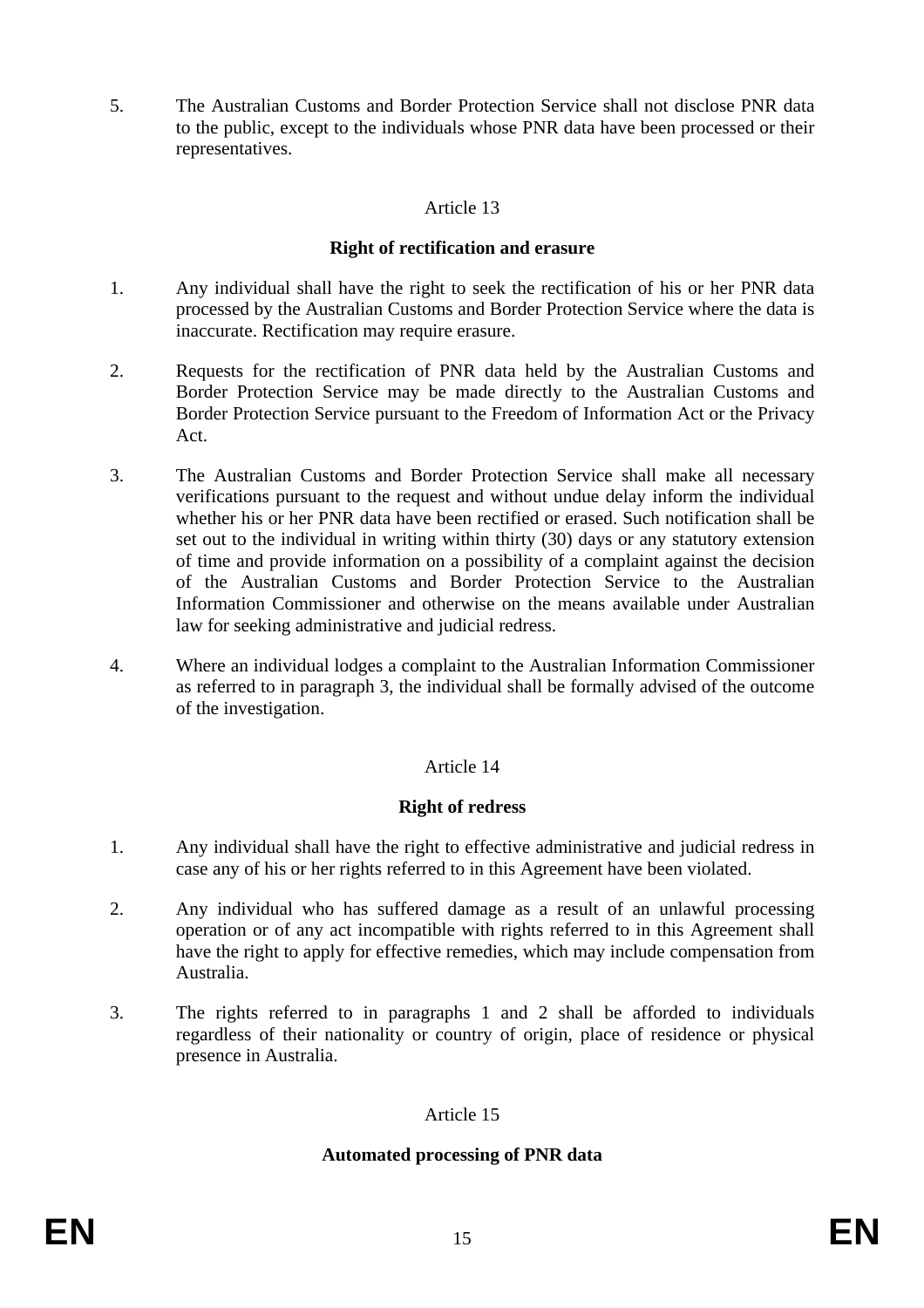5. The Australian Customs and Border Protection Service shall not disclose PNR data to the public, except to the individuals whose PNR data have been processed or their representatives.

Article 13

**Right of rectification and erasure**

1. Any individual shall have the right to seek the rectification of his or her PNR data processed by the Australian Customs and Border Protection Service where the data is inaccurate. Rectification may require erasure.

2. Requests for the rectification of PNR data held by the Australian Customs and Border Protection Service may be made directly to the Australian Customs and Border Protection Service pursuant to the Freedom of Information Act or the Privacy Act.

3. The Australian Customs and Border Protection Service shall make all necessary verifications pursuant to the request and without undue delay inform the individual whether his or her PNR data have been rectified or erased. Such notification shall be set out to the individual in writing within thirty (30) days or any statutory extension of time and provide information on a possibility of a complaint against the decision of the Australian Customs and Border Protection Service to the Australian Information Commissioner and otherwise on the means available under Australian law for seeking administrative and judicial redress.

4. Where an individual lodges a complaint to the Australian Information Commissioner as referred to in paragraph 3, the individual shall be formally advised of the outcome of the investigation.

Article 14

**Right of redress**

1. Any individual shall have the right to effective administrative and judicial redress in case any of his or her rights referred to in this Agreement have been violated.

2. Any individual who has suffered damage as a result of an unlawful processing operation or of any act incompatible with rights referred to in this Agreement shall have the right to apply for effective remedies, which may include compensation from Australia.

3. The rights referred to in paragraphs 1 and 2 shall be afforded to individuals regardless of their nationality or country of origin, place of residence or physical presence in Australia.

Article 15

**Automated processing of PNR data**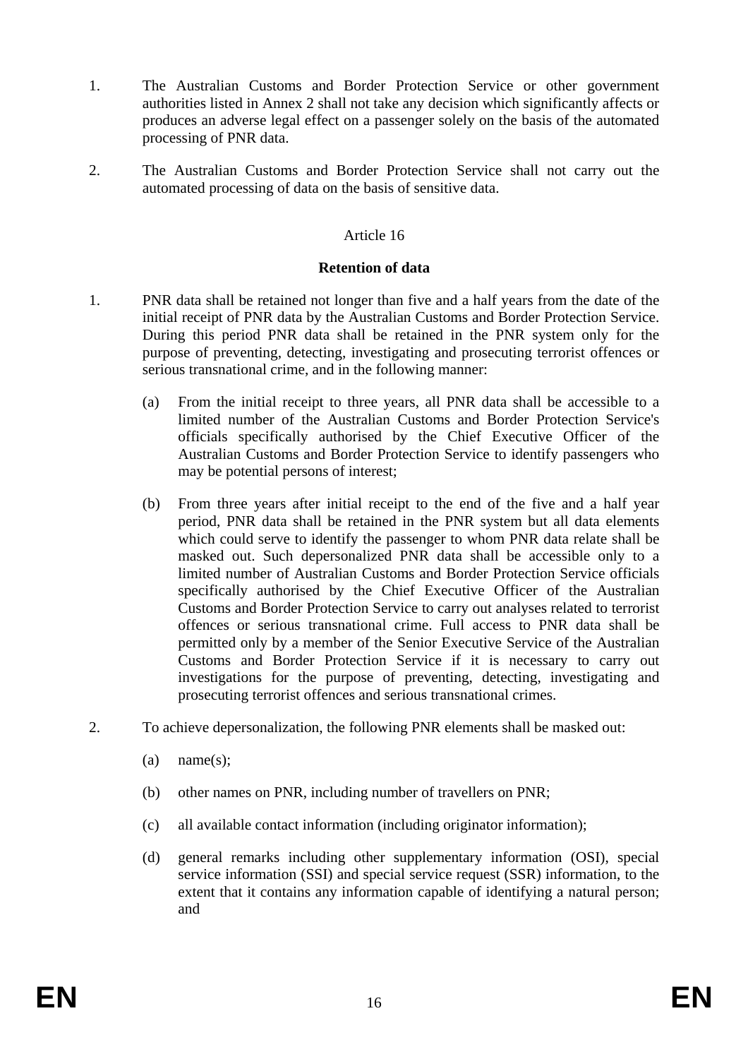1. The Australian Customs and Border Protection Service or other government authorities listed in Annex 2 shall not take any decision which significantly affects or produces an adverse legal effect on a passenger solely on the basis of the automated processing of PNR data.

2. The Australian Customs and Border Protection Service shall not carry out the automated processing of data on the basis of sensitive data.

Article 16

**Retention of data**

1. PNR data shall be retained not longer than five and a half years from the date of the initial receipt of PNR data by the Australian Customs and Border Protection Service. During this period PNR data shall be retained in the PNR system only for the purpose of preventing, detecting, investigating and prosecuting terrorist offences or serious transnational crime, and in the following manner:

   (a) From the initial receipt to three years, all PNR data shall be accessible to a limited number of the Australian Customs and Border Protection Service's officials specifically authorised by the Chief Executive Officer of the Australian Customs and Border Protection Service to identify passengers who may be potential persons of interest;

   (b) From three years after initial receipt to the end of the five and a half year period, PNR data shall be retained in the PNR system but all data elements which could serve to identify the passenger to whom PNR data relate shall be masked out. Such depersonalized PNR data shall be accessible only to a limited number of Australian Customs and Border Protection Service officials specifically authorised by the Chief Executive Officer of the Australian Customs and Border Protection Service to carry out analyses related to terrorist offences or serious transnational crime. Full access to PNR data shall be permitted only by a member of the Senior Executive Service of the Australian Customs and Border Protection Service if it is necessary to carry out investigations for the purpose of preventing, detecting, investigating and prosecuting terrorist offences and serious transnational crimes.

2. To achieve depersonalization, the following PNR elements shall be masked out:

   (a) name(s);

   (b) other names on PNR, including number of travellers on PNR;

   (c) all available contact information (including originator information);

   (d) general remarks including other supplementary information (OSI), special service information (SSI) and special service request (SSR) information, to the extent that it contains any information capable of identifying a natural person; and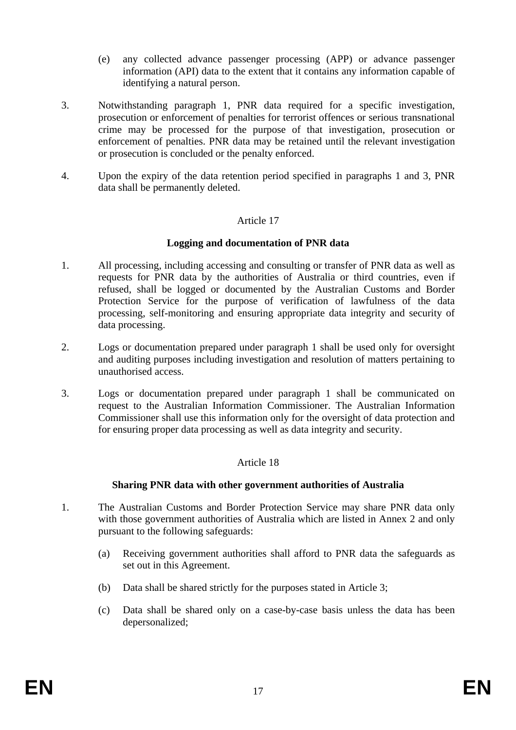(e) any collected advance passenger processing (APP) or advance passenger information (API) data to the extent that it contains any information capable of identifying a natural person.

3. Notwithstanding paragraph 1, PNR data required for a specific investigation, prosecution or enforcement of penalties for terrorist offences or serious transnational crime may be processed for the purpose of that investigation, prosecution or enforcement of penalties. PNR data may be retained until the relevant investigation or prosecution is concluded or the penalty enforced.

4. Upon the expiry of the data retention period specified in paragraphs 1 and 3, PNR data shall be permanently deleted.

Article 17

**Logging and documentation of PNR data**

1. All processing, including accessing and consulting or transfer of PNR data as well as requests for PNR data by the authorities of Australia or third countries, even if refused, shall be logged or documented by the Australian Customs and Border Protection Service for the purpose of verification of lawfulness of the data processing, self-monitoring and ensuring appropriate data integrity and security of data processing.

2. Logs or documentation prepared under paragraph 1 shall be used only for oversight and auditing purposes including investigation and resolution of matters pertaining to unauthorised access.

3. Logs or documentation prepared under paragraph 1 shall be communicated on request to the Australian Information Commissioner. The Australian Information Commissioner shall use this information only for the oversight of data protection and for ensuring proper data processing as well as data integrity and security.

Article 18

**Sharing PNR data with other government authorities of Australia**

1. The Australian Customs and Border Protection Service may share PNR data only with those government authorities of Australia which are listed in Annex 2 and only pursuant to the following safeguards:

   (a) Receiving government authorities shall afford to PNR data the safeguards as set out in this Agreement.

   (b) Data shall be shared strictly for the purposes stated in Article 3;

   (c) Data shall be shared only on a case-by-case basis unless the data has been depersonalized;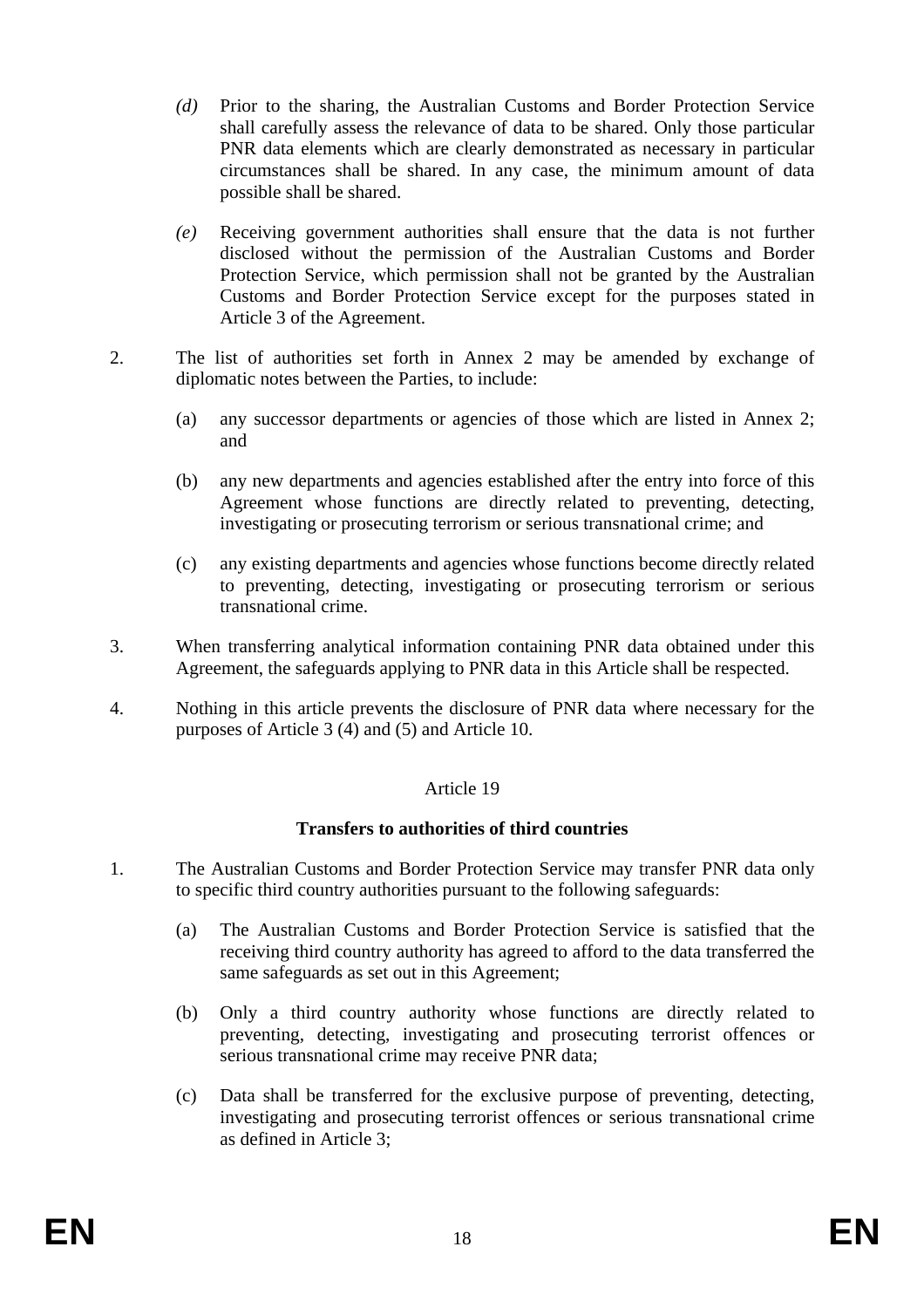*(d)* Prior to the sharing, the Australian Customs and Border Protection Service shall carefully assess the relevance of data to be shared. Only those particular PNR data elements which are clearly demonstrated as necessary in particular circumstances shall be shared. In any case, the minimum amount of data possible shall be shared.

*(e)* Receiving government authorities shall ensure that the data is not further disclosed without the permission of the Australian Customs and Border Protection Service, which permission shall not be granted by the Australian Customs and Border Protection Service except for the purposes stated in Article 3 of the Agreement.

2. The list of authorities set forth in Annex 2 may be amended by exchange of diplomatic notes between the Parties, to include:

   (a) any successor departments or agencies of those which are listed in Annex 2; and

   (b) any new departments and agencies established after the entry into force of this Agreement whose functions are directly related to preventing, detecting, investigating or prosecuting terrorism or serious transnational crime; and

   (c) any existing departments and agencies whose functions become directly related to preventing, detecting, investigating or prosecuting terrorism or serious transnational crime.

3. When transferring analytical information containing PNR data obtained under this Agreement, the safeguards applying to PNR data in this Article shall be respected.

4. Nothing in this article prevents the disclosure of PNR data where necessary for the purposes of Article 3 (4) and (5) and Article 10.

Article 19

**Transfers to authorities of third countries**

1. The Australian Customs and Border Protection Service may transfer PNR data only to specific third country authorities pursuant to the following safeguards:

   (a) The Australian Customs and Border Protection Service is satisfied that the receiving third country authority has agreed to afford to the data transferred the same safeguards as set out in this Agreement;

   (b) Only a third country authority whose functions are directly related to preventing, detecting, investigating and prosecuting terrorist offences or serious transnational crime may receive PNR data;

   (c) Data shall be transferred for the exclusive purpose of preventing, detecting, investigating and prosecuting terrorist offences or serious transnational crime as defined in Article 3;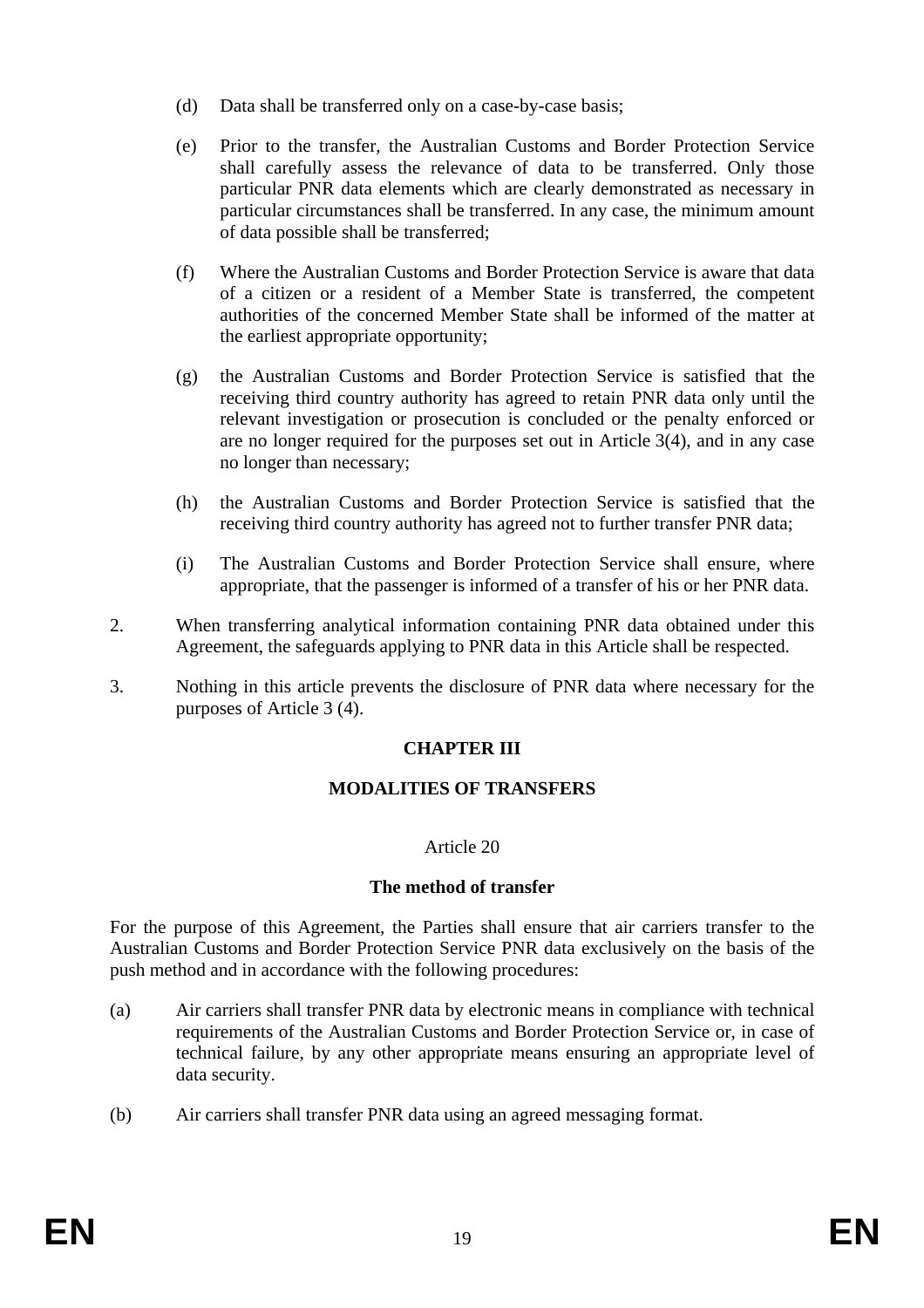(d) Data shall be transferred only on a case-by-case basis;

(e) Prior to the transfer, the Australian Customs and Border Protection Service shall carefully assess the relevance of data to be transferred. Only those particular PNR data elements which are clearly demonstrated as necessary in particular circumstances shall be transferred. In any case, the minimum amount of data possible shall be transferred;

(f) Where the Australian Customs and Border Protection Service is aware that data of a citizen or a resident of a Member State is transferred, the competent authorities of the concerned Member State shall be informed of the matter at the earliest appropriate opportunity;

(g) the Australian Customs and Border Protection Service is satisfied that the receiving third country authority has agreed to retain PNR data only until the relevant investigation or prosecution is concluded or the penalty enforced or are no longer required for the purposes set out in Article 3(4), and in any case no longer than necessary;

(h) the Australian Customs and Border Protection Service is satisfied that the receiving third country authority has agreed not to further transfer PNR data;

(i) The Australian Customs and Border Protection Service shall ensure, where appropriate, that the passenger is informed of a transfer of his or her PNR data.

2. When transferring analytical information containing PNR data obtained under this Agreement, the safeguards applying to PNR data in this Article shall be respected.

3. Nothing in this article prevents the disclosure of PNR data where necessary for the purposes of Article 3 (4).

## CHAPTER III

## MODALITIES OF TRANSFERS

### Article 20

### The method of transfer

For the purpose of this Agreement, the Parties shall ensure that air carriers transfer to the Australian Customs and Border Protection Service PNR data exclusively on the basis of the push method and in accordance with the following procedures:

(a) Air carriers shall transfer PNR data by electronic means in compliance with technical requirements of the Australian Customs and Border Protection Service or, in case of technical failure, by any other appropriate means ensuring an appropriate level of data security.

(b) Air carriers shall transfer PNR data using an agreed messaging format.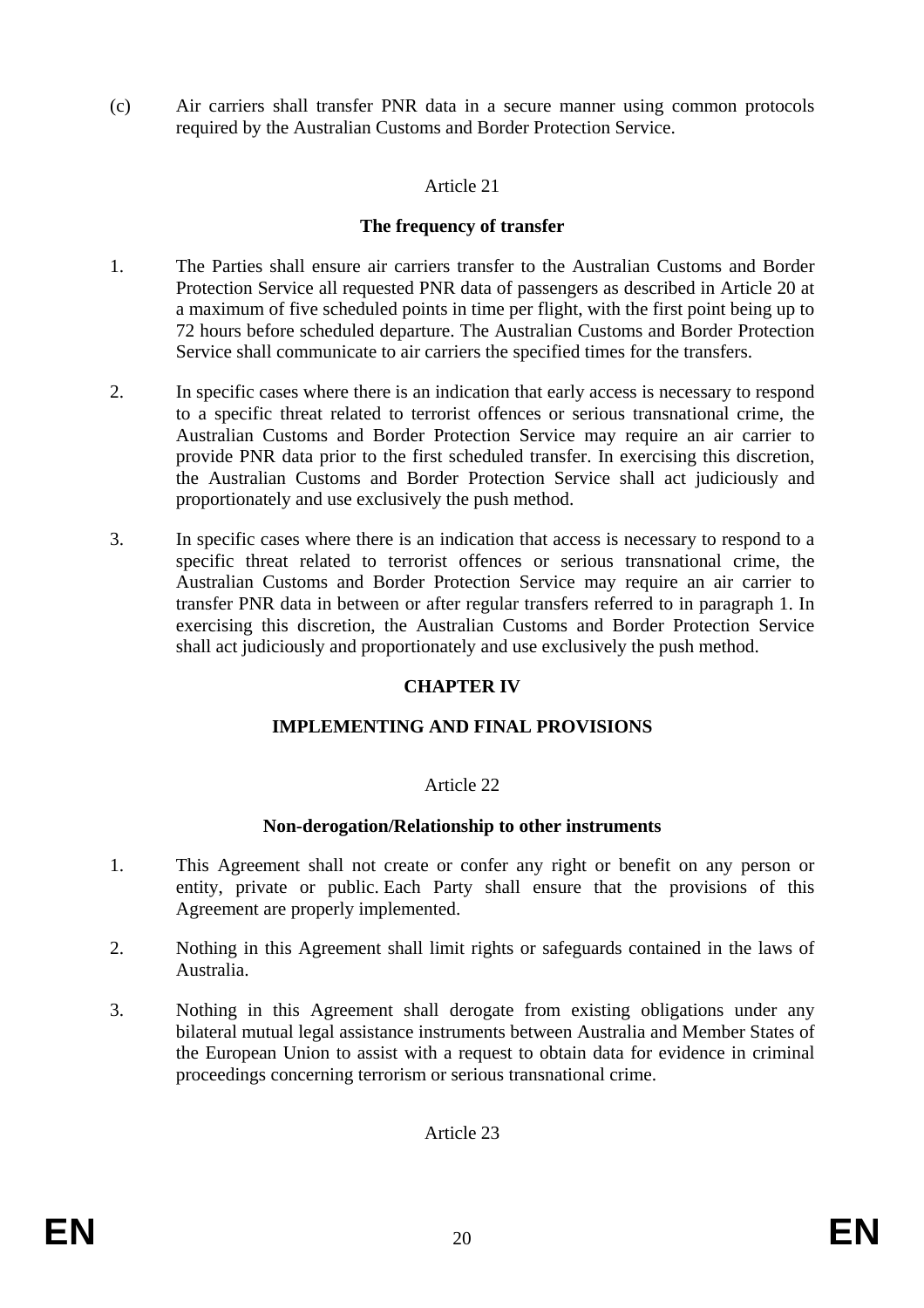(c) Air carriers shall transfer PNR data in a secure manner using common protocols required by the Australian Customs and Border Protection Service.

Article 21

**The frequency of transfer**

1. The Parties shall ensure air carriers transfer to the Australian Customs and Border Protection Service all requested PNR data of passengers as described in Article 20 at a maximum of five scheduled points in time per flight, with the first point being up to 72 hours before scheduled departure. The Australian Customs and Border Protection Service shall communicate to air carriers the specified times for the transfers.

2. In specific cases where there is an indication that early access is necessary to respond to a specific threat related to terrorist offences or serious transnational crime, the Australian Customs and Border Protection Service may require an air carrier to provide PNR data prior to the first scheduled transfer. In exercising this discretion, the Australian Customs and Border Protection Service shall act judiciously and proportionately and use exclusively the push method.

3. In specific cases where there is an indication that access is necessary to respond to a specific threat related to terrorist offences or serious transnational crime, the Australian Customs and Border Protection Service may require an air carrier to transfer PNR data in between or after regular transfers referred to in paragraph 1. In exercising this discretion, the Australian Customs and Border Protection Service shall act judiciously and proportionately and use exclusively the push method.

## CHAPTER IV

## IMPLEMENTING AND FINAL PROVISIONS

Article 22

**Non-derogation/Relationship to other instruments**

1. This Agreement shall not create or confer any right or benefit on any person or entity, private or public. Each Party shall ensure that the provisions of this Agreement are properly implemented.

2. Nothing in this Agreement shall limit rights or safeguards contained in the laws of Australia.

3. Nothing in this Agreement shall derogate from existing obligations under any bilateral mutual legal assistance instruments between Australia and Member States of the European Union to assist with a request to obtain data for evidence in criminal proceedings concerning terrorism or serious transnational crime.

Article 23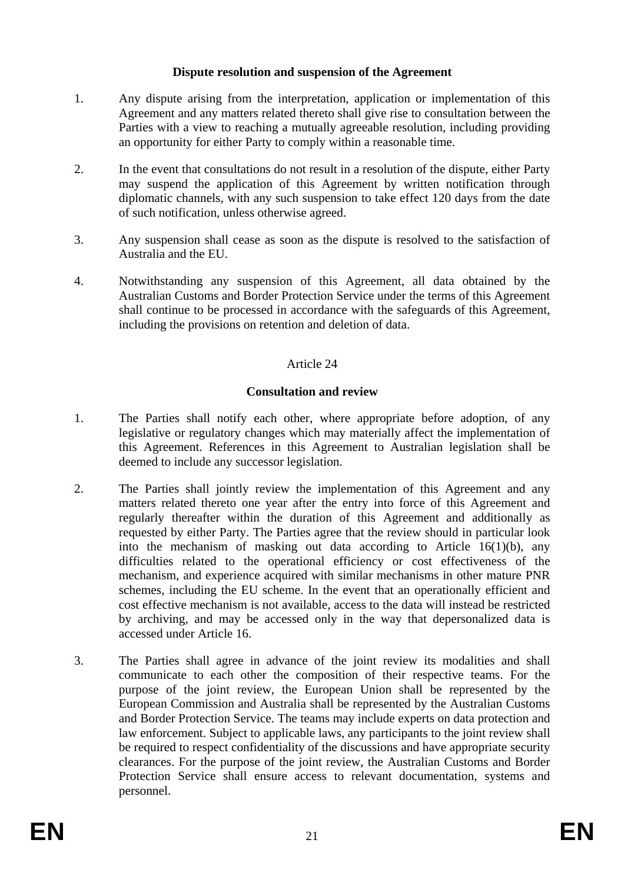**Dispute resolution and suspension of the Agreement**

1. Any dispute arising from the interpretation, application or implementation of this Agreement and any matters related thereto shall give rise to consultation between the Parties with a view to reaching a mutually agreeable resolution, including providing an opportunity for either Party to comply within a reasonable time.

2. In the event that consultations do not result in a resolution of the dispute, either Party may suspend the application of this Agreement by written notification through diplomatic channels, with any such suspension to take effect 120 days from the date of such notification, unless otherwise agreed.

3. Any suspension shall cease as soon as the dispute is resolved to the satisfaction of Australia and the EU.

4. Notwithstanding any suspension of this Agreement, all data obtained by the Australian Customs and Border Protection Service under the terms of this Agreement shall continue to be processed in accordance with the safeguards of this Agreement, including the provisions on retention and deletion of data.

Article 24

**Consultation and review**

1. The Parties shall notify each other, where appropriate before adoption, of any legislative or regulatory changes which may materially affect the implementation of this Agreement. References in this Agreement to Australian legislation shall be deemed to include any successor legislation.

2. The Parties shall jointly review the implementation of this Agreement and any matters related thereto one year after the entry into force of this Agreement and regularly thereafter within the duration of this Agreement and additionally as requested by either Party. The Parties agree that the review should in particular look into the mechanism of masking out data according to Article 16(1)(b), any difficulties related to the operational efficiency or cost effectiveness of the mechanism, and experience acquired with similar mechanisms in other mature PNR schemes, including the EU scheme. In the event that an operationally efficient and cost effective mechanism is not available, access to the data will instead be restricted by archiving, and may be accessed only in the way that depersonalized data is accessed under Article 16.

3. The Parties shall agree in advance of the joint review its modalities and shall communicate to each other the composition of their respective teams. For the purpose of the joint review, the European Union shall be represented by the European Commission and Australia shall be represented by the Australian Customs and Border Protection Service. The teams may include experts on data protection and law enforcement. Subject to applicable laws, any participants to the joint review shall be required to respect confidentiality of the discussions and have appropriate security clearances. For the purpose of the joint review, the Australian Customs and Border Protection Service shall ensure access to relevant documentation, systems and personnel.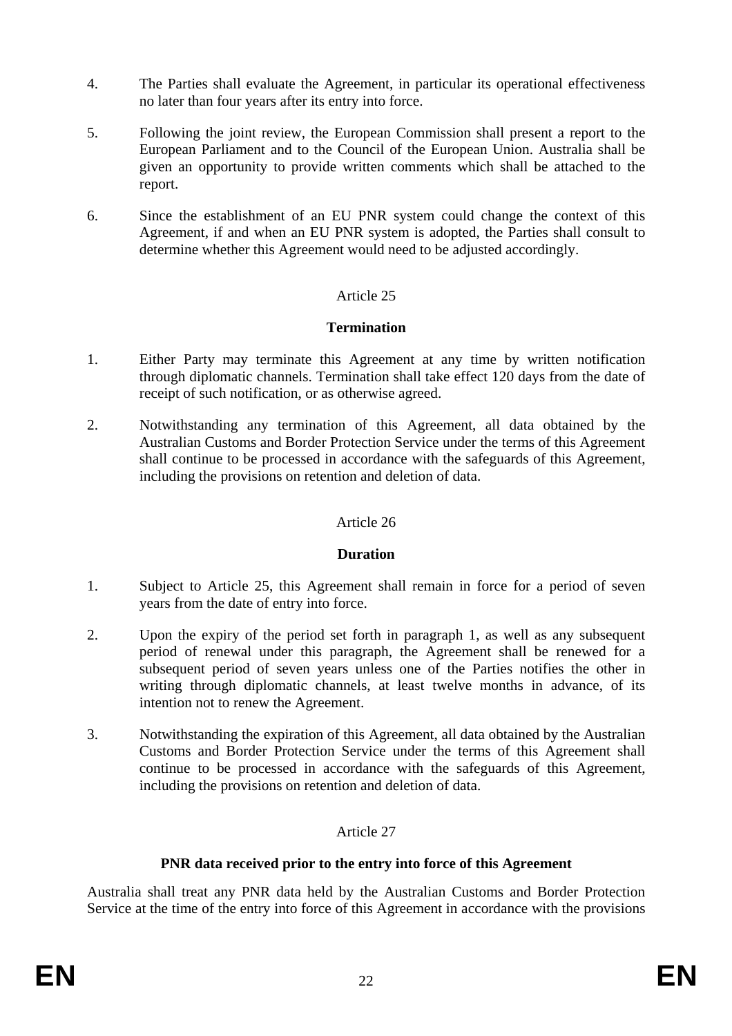4. The Parties shall evaluate the Agreement, in particular its operational effectiveness no later than four years after its entry into force.

5. Following the joint review, the European Commission shall present a report to the European Parliament and to the Council of the European Union. Australia shall be given an opportunity to provide written comments which shall be attached to the report.

6. Since the establishment of an EU PNR system could change the context of this Agreement, if and when an EU PNR system is adopted, the Parties shall consult to determine whether this Agreement would need to be adjusted accordingly.

Article 25

**Termination**

1. Either Party may terminate this Agreement at any time by written notification through diplomatic channels. Termination shall take effect 120 days from the date of receipt of such notification, or as otherwise agreed.

2. Notwithstanding any termination of this Agreement, all data obtained by the Australian Customs and Border Protection Service under the terms of this Agreement shall continue to be processed in accordance with the safeguards of this Agreement, including the provisions on retention and deletion of data.

Article 26

**Duration**

1. Subject to Article 25, this Agreement shall remain in force for a period of seven years from the date of entry into force.

2. Upon the expiry of the period set forth in paragraph 1, as well as any subsequent period of renewal under this paragraph, the Agreement shall be renewed for a subsequent period of seven years unless one of the Parties notifies the other in writing through diplomatic channels, at least twelve months in advance, of its intention not to renew the Agreement.

3. Notwithstanding the expiration of this Agreement, all data obtained by the Australian Customs and Border Protection Service under the terms of this Agreement shall continue to be processed in accordance with the safeguards of this Agreement, including the provisions on retention and deletion of data.

Article 27

**PNR data received prior to the entry into force of this Agreement**

Australia shall treat any PNR data held by the Australian Customs and Border Protection Service at the time of the entry into force of this Agreement in accordance with the provisions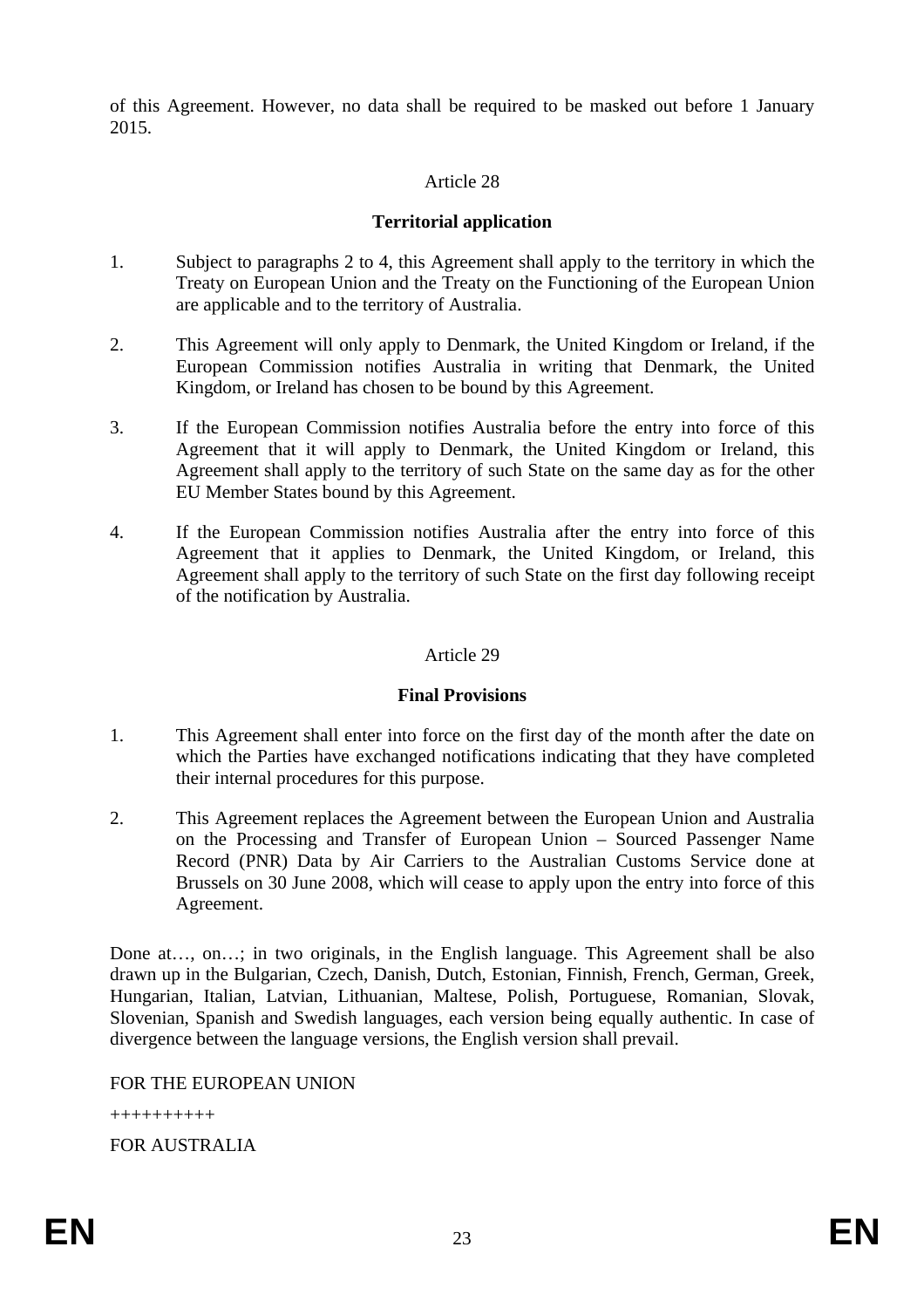of this Agreement. However, no data shall be required to be masked out before 1 January 2015.

Article 28

**Territorial application**

1. Subject to paragraphs 2 to 4, this Agreement shall apply to the territory in which the Treaty on European Union and the Treaty on the Functioning of the European Union are applicable and to the territory of Australia.

2. This Agreement will only apply to Denmark, the United Kingdom or Ireland, if the European Commission notifies Australia in writing that Denmark, the United Kingdom, or Ireland has chosen to be bound by this Agreement.

3. If the European Commission notifies Australia before the entry into force of this Agreement that it will apply to Denmark, the United Kingdom or Ireland, this Agreement shall apply to the territory of such State on the same day as for the other EU Member States bound by this Agreement.

4. If the European Commission notifies Australia after the entry into force of this Agreement that it applies to Denmark, the United Kingdom, or Ireland, this Agreement shall apply to the territory of such State on the first day following receipt of the notification by Australia.

Article 29

**Final Provisions**

1. This Agreement shall enter into force on the first day of the month after the date on which the Parties have exchanged notifications indicating that they have completed their internal procedures for this purpose.

2. This Agreement replaces the Agreement between the European Union and Australia on the Processing and Transfer of European Union – Sourced Passenger Name Record (PNR) Data by Air Carriers to the Australian Customs Service done at Brussels on 30 June 2008, which will cease to apply upon the entry into force of this Agreement.

Done at…, on…; in two originals, in the English language. This Agreement shall be also drawn up in the Bulgarian, Czech, Danish, Dutch, Estonian, Finnish, French, German, Greek, Hungarian, Italian, Latvian, Lithuanian, Maltese, Polish, Portuguese, Romanian, Slovak, Slovenian, Spanish and Swedish languages, each version being equally authentic. In case of divergence between the language versions, the English version shall prevail.

FOR THE EUROPEAN UNION

++++++++++

FOR AUSTRALIA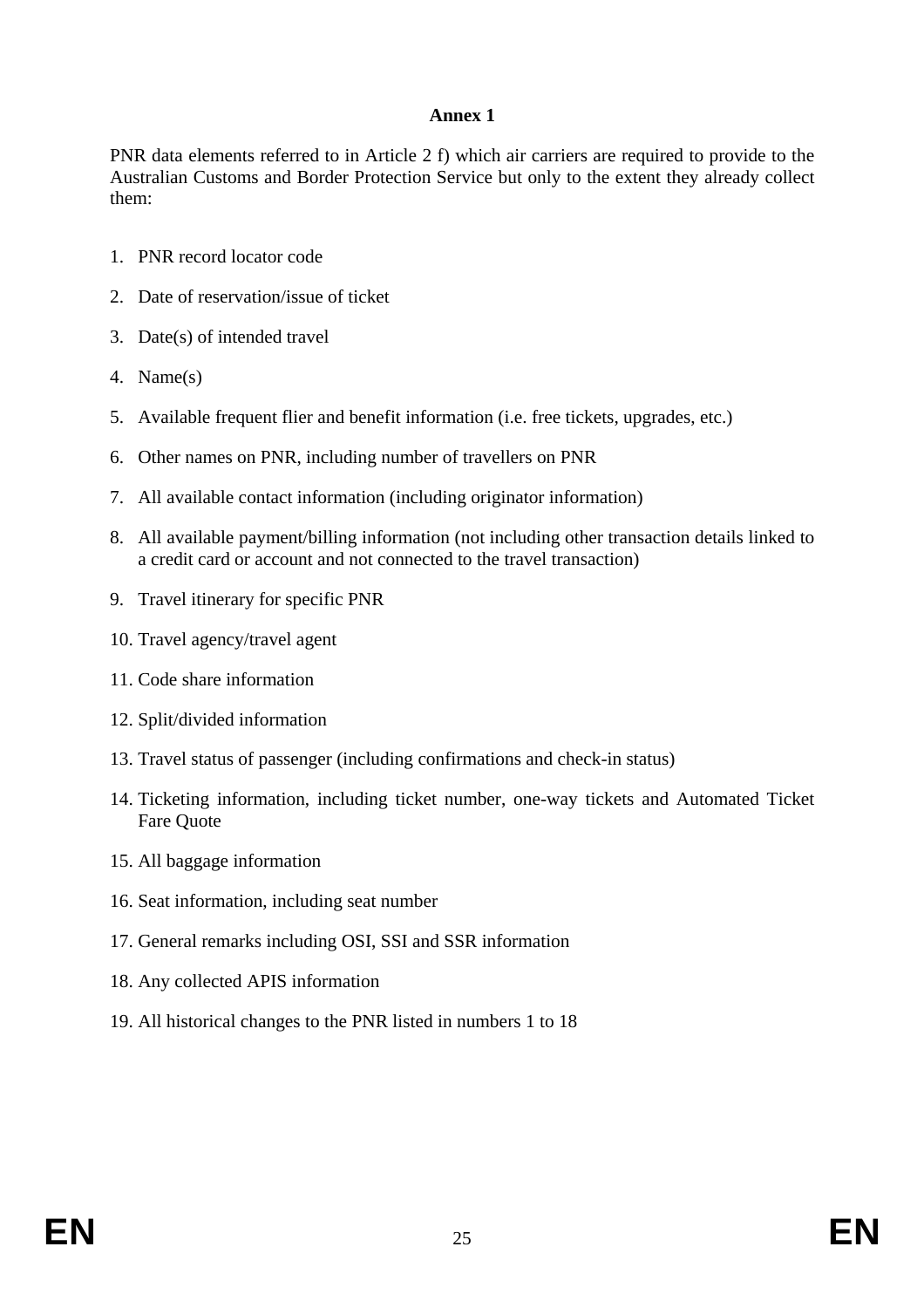## Annex 1

PNR data elements referred to in Article 2 f) which air carriers are required to provide to the Australian Customs and Border Protection Service but only to the extent they already collect them:

1. PNR record locator code
2. Date of reservation/issue of ticket
3. Date(s) of intended travel
4. Name(s)
5. Available frequent flier and benefit information (i.e. free tickets, upgrades, etc.)
6. Other names on PNR, including number of travellers on PNR
7. All available contact information (including originator information)
8. All available payment/billing information (not including other transaction details linked to a credit card or account and not connected to the travel transaction)
9. Travel itinerary for specific PNR
10. Travel agency/travel agent
11. Code share information
12. Split/divided information
13. Travel status of passenger (including confirmations and check-in status)
14. Ticketing information, including ticket number, one-way tickets and Automated Ticket Fare Quote
15. All baggage information
16. Seat information, including seat number
17. General remarks including OSI, SSI and SSR information
18. Any collected APIS information
19. All historical changes to the PNR listed in numbers 1 to 18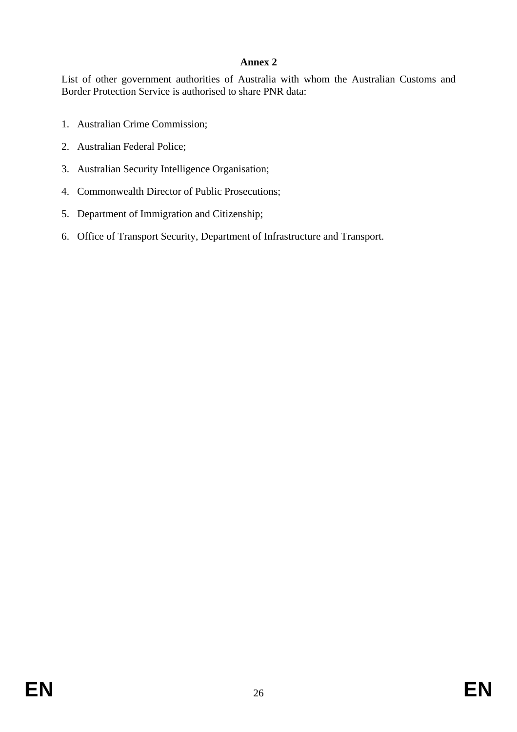## Annex 2

List of other government authorities of Australia with whom the Australian Customs and Border Protection Service is authorised to share PNR data:

1. Australian Crime Commission;
2. Australian Federal Police;
3. Australian Security Intelligence Organisation;
4. Commonwealth Director of Public Prosecutions;
5. Department of Immigration and Citizenship;
6. Office of Transport Security, Department of Infrastructure and Transport.